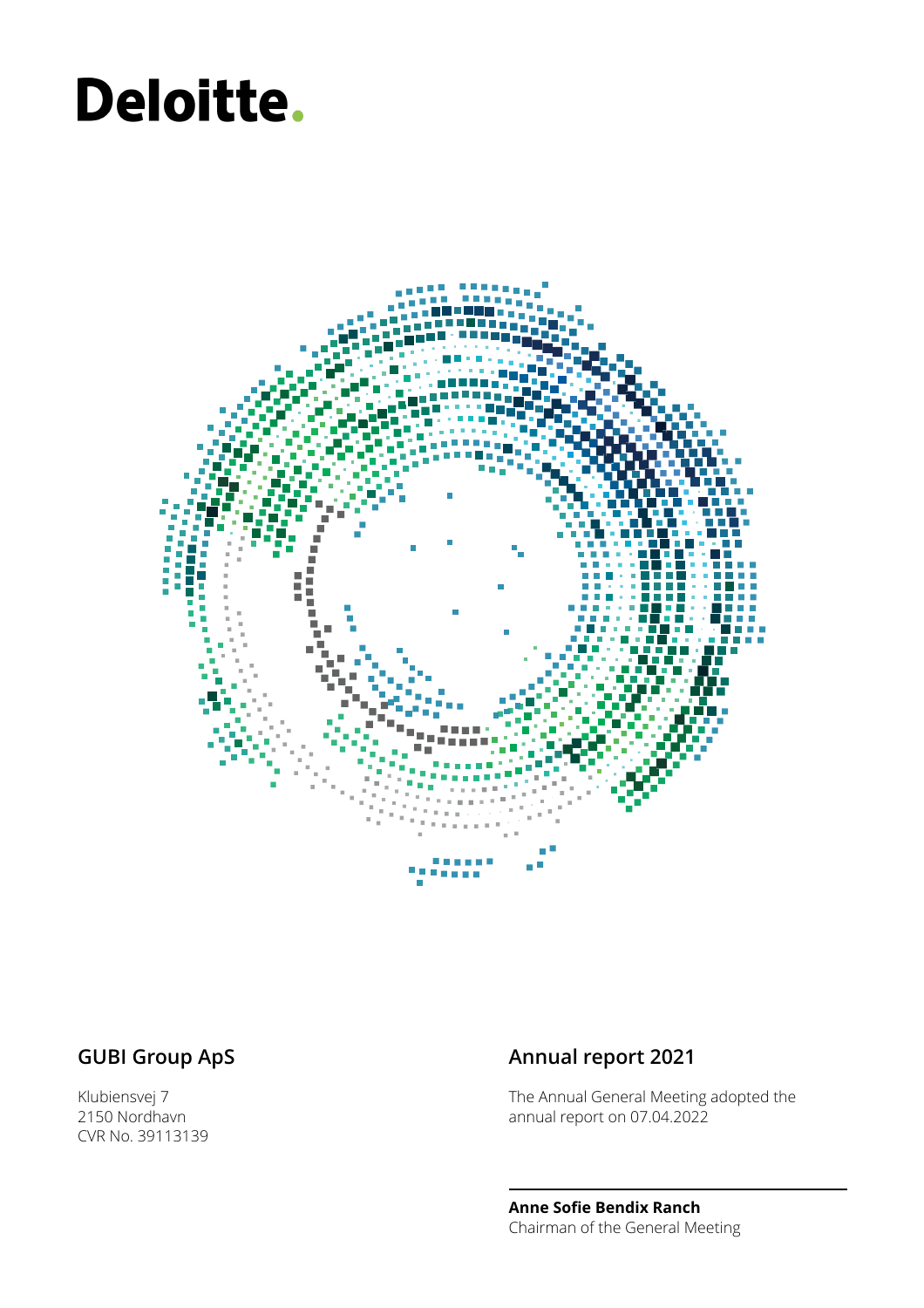Deloitte.

## GUBI Group ApS

Klubiensvej 7
2150 Nordhavn
CVR No. 39113139

## Annual report 2021

The Annual General Meeting adopted the annual report on 07.04.2022

**Anne Sofie Bendix Ranch**
Chairman of the General Meeting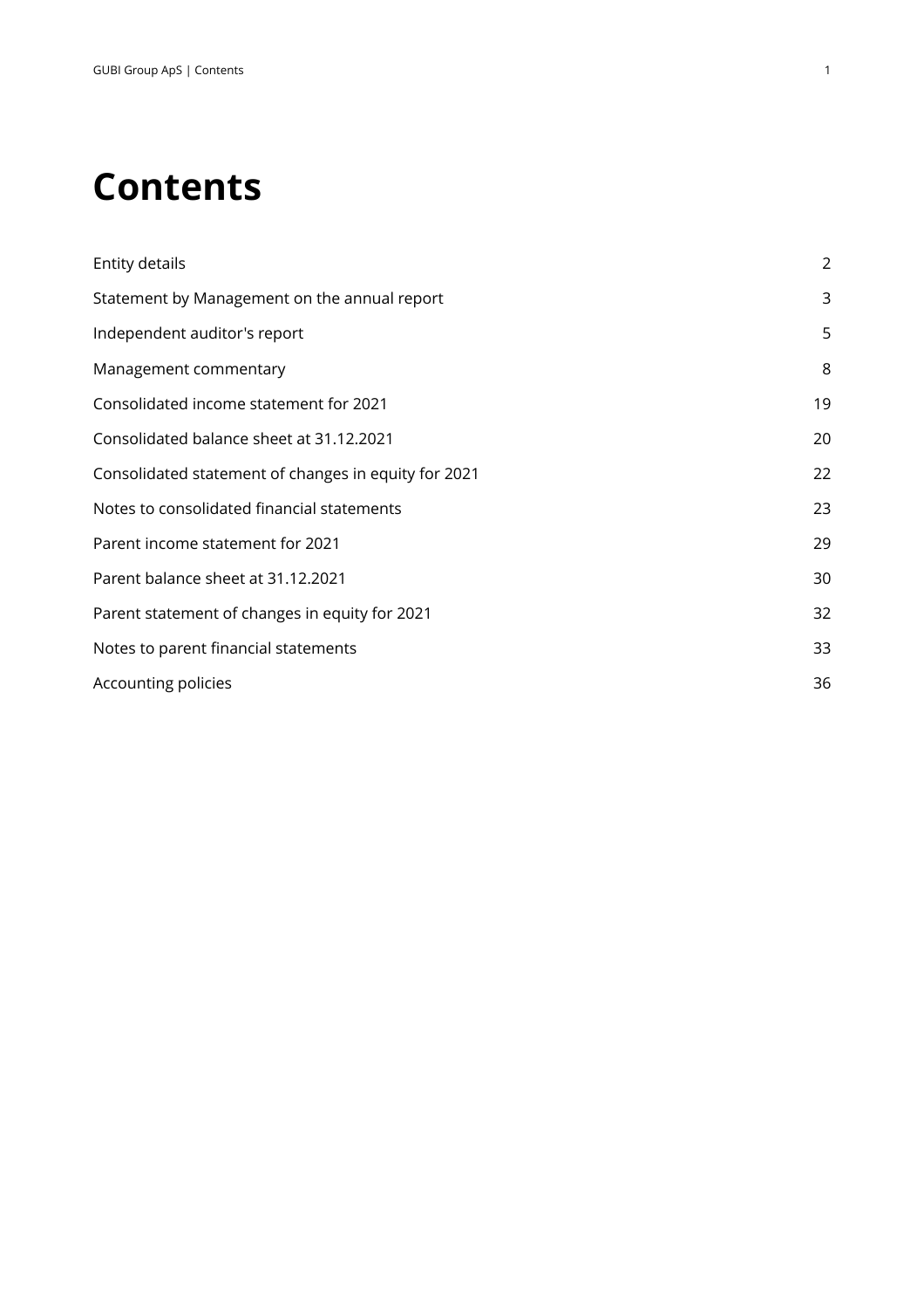# Contents

| | |
|---|---|
| Entity details | 2 |
| Statement by Management on the annual report | 3 |
| Independent auditor's report | 5 |
| Management commentary | 8 |
| Consolidated income statement for 2021 | 19 |
| Consolidated balance sheet at 31.12.2021 | 20 |
| Consolidated statement of changes in equity for 2021 | 22 |
| Notes to consolidated financial statements | 23 |
| Parent income statement for 2021 | 29 |
| Parent balance sheet at 31.12.2021 | 30 |
| Parent statement of changes in equity for 2021 | 32 |
| Notes to parent financial statements | 33 |
| Accounting policies | 36 |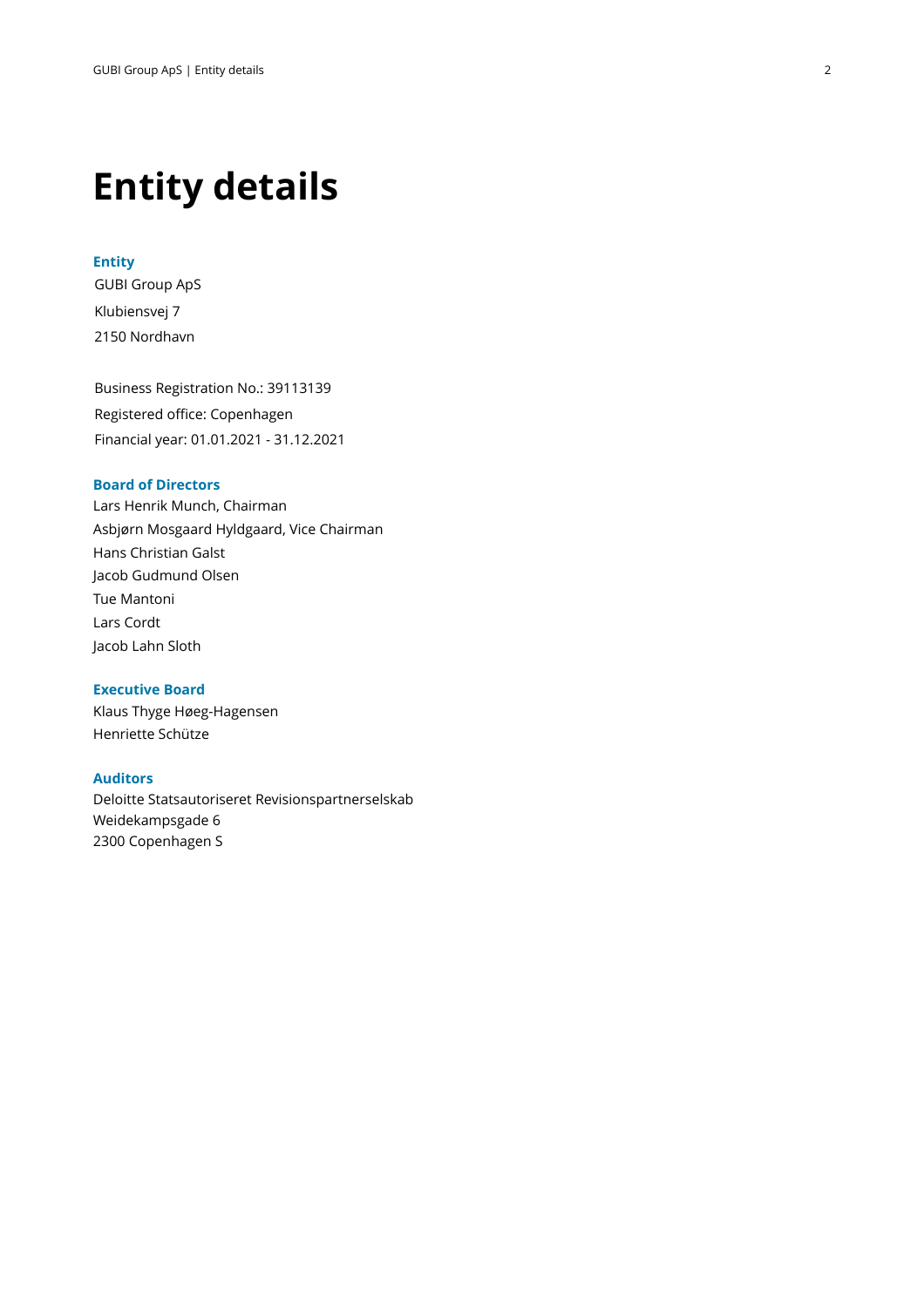# Entity details

## Entity

GUBI Group ApS
Klubiensvej 7
2150 Nordhavn

Business Registration No.: 39113139
Registered office: Copenhagen
Financial year: 01.01.2021 - 31.12.2021

## Board of Directors

Lars Henrik Munch, Chairman
Asbjørn Mosgaard Hyldgaard, Vice Chairman
Hans Christian Galst
Jacob Gudmund Olsen
Tue Mantoni
Lars Cordt
Jacob Lahn Sloth

## Executive Board

Klaus Thyge Høeg-Hagensen
Henriette Schütze

## Auditors

Deloitte Statsautoriseret Revisionspartnerselskab
Weidekampsgade 6
2300 Copenhagen S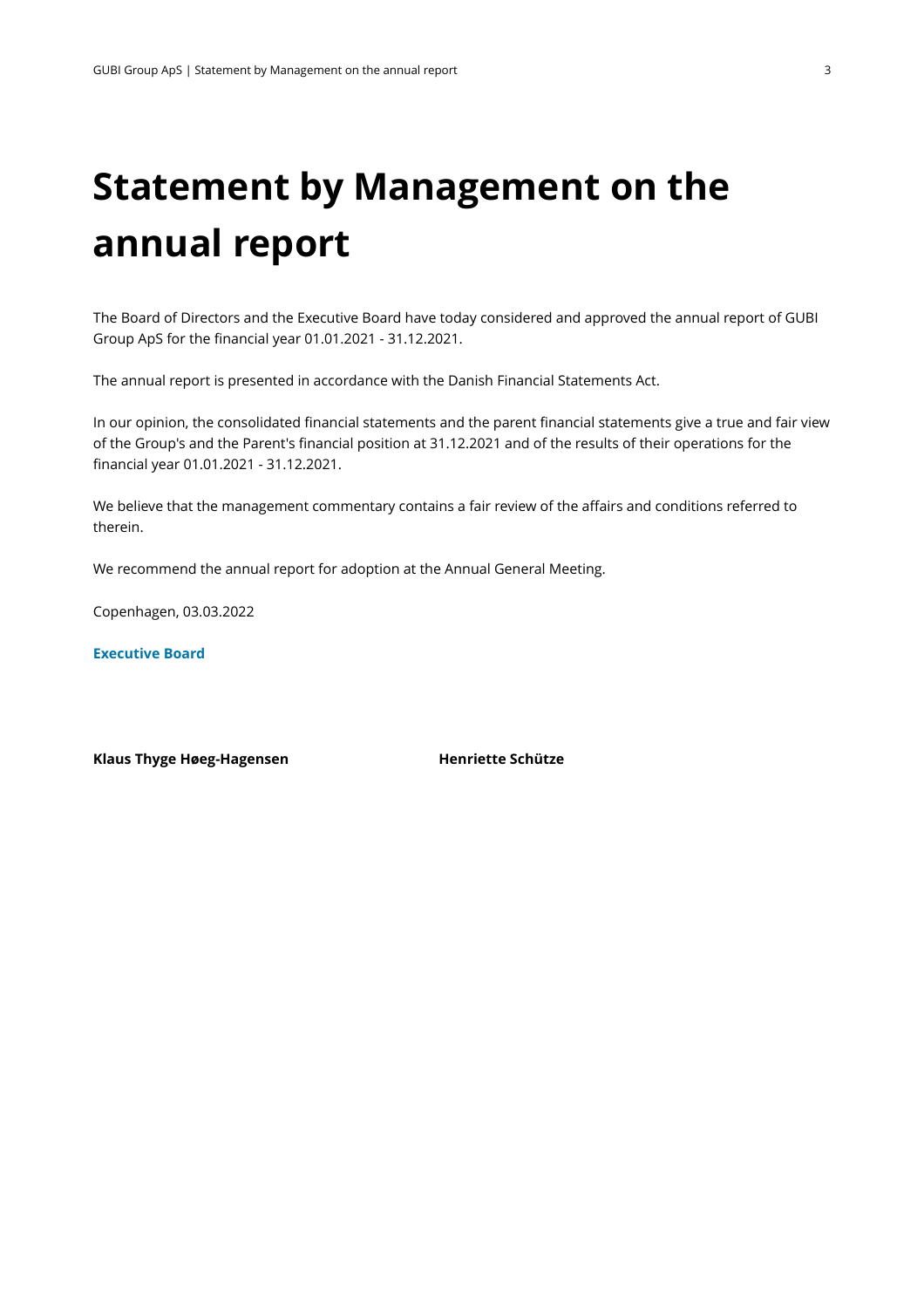# Statement by Management on the annual report

The Board of Directors and the Executive Board have today considered and approved the annual report of GUBI Group ApS for the financial year 01.01.2021 - 31.12.2021.

The annual report is presented in accordance with the Danish Financial Statements Act.

In our opinion, the consolidated financial statements and the parent financial statements give a true and fair view of the Group's and the Parent's financial position at 31.12.2021 and of the results of their operations for the financial year 01.01.2021 - 31.12.2021.

We believe that the management commentary contains a fair review of the affairs and conditions referred to therein.

We recommend the annual report for adoption at the Annual General Meeting.

Copenhagen, 03.03.2022

**Executive Board**

**Klaus Thyge Høeg-Hagensen**

**Henriette Schütze**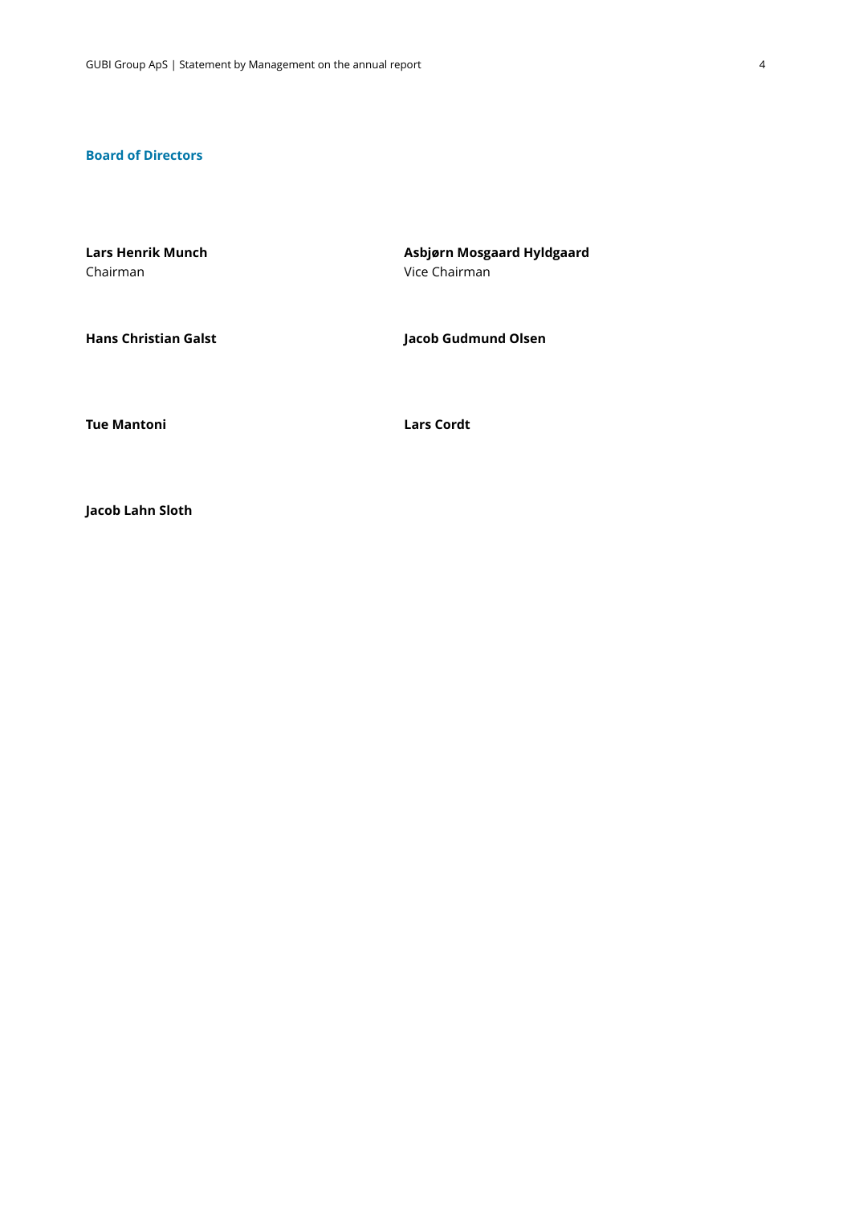### Board of Directors

**Lars Henrik Munch**
Chairman

**Asbjørn Mosgaard Hyldgaard**
Vice Chairman

**Hans Christian Galst**

**Jacob Gudmund Olsen**

**Tue Mantoni**

**Lars Cordt**

**Jacob Lahn Sloth**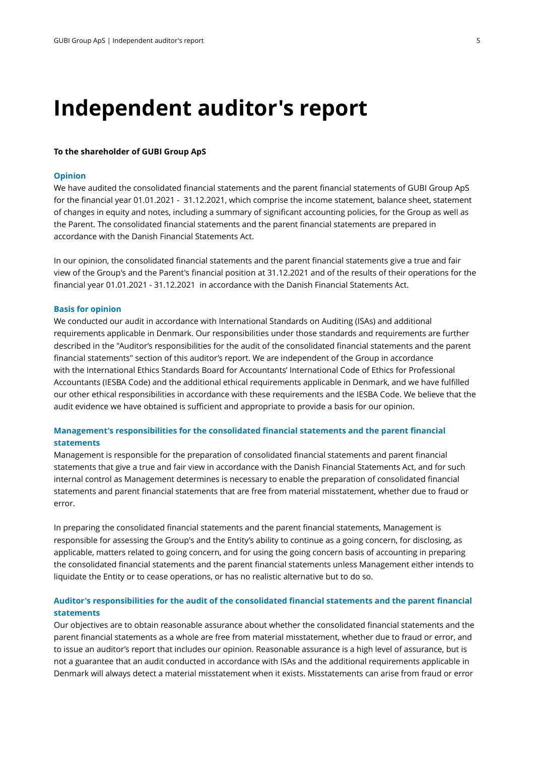# Independent auditor's report

**To the shareholder of GUBI Group ApS**

## Opinion

We have audited the consolidated financial statements and the parent financial statements of GUBI Group ApS for the financial year 01.01.2021 - 31.12.2021, which comprise the income statement, balance sheet, statement of changes in equity and notes, including a summary of significant accounting policies, for the Group as well as the Parent. The consolidated financial statements and the parent financial statements are prepared in accordance with the Danish Financial Statements Act.

In our opinion, the consolidated financial statements and the parent financial statements give a true and fair view of the Group's and the Parent's financial position at 31.12.2021 and of the results of their operations for the financial year 01.01.2021 - 31.12.2021 in accordance with the Danish Financial Statements Act.

## Basis for opinion

We conducted our audit in accordance with International Standards on Auditing (ISAs) and additional requirements applicable in Denmark. Our responsibilities under those standards and requirements are further described in the "Auditor's responsibilities for the audit of the consolidated financial statements and the parent financial statements" section of this auditor's report. We are independent of the Group in accordance with the International Ethics Standards Board for Accountants' International Code of Ethics for Professional Accountants (IESBA Code) and the additional ethical requirements applicable in Denmark, and we have fulfilled our other ethical responsibilities in accordance with these requirements and the IESBA Code. We believe that the audit evidence we have obtained is sufficient and appropriate to provide a basis for our opinion.

## Management's responsibilities for the consolidated financial statements and the parent financial statements

Management is responsible for the preparation of consolidated financial statements and parent financial statements that give a true and fair view in accordance with the Danish Financial Statements Act, and for such internal control as Management determines is necessary to enable the preparation of consolidated financial statements and parent financial statements that are free from material misstatement, whether due to fraud or error.

In preparing the consolidated financial statements and the parent financial statements, Management is responsible for assessing the Group's and the Entity's ability to continue as a going concern, for disclosing, as applicable, matters related to going concern, and for using the going concern basis of accounting in preparing the consolidated financial statements and the parent financial statements unless Management either intends to liquidate the Entity or to cease operations, or has no realistic alternative but to do so.

## Auditor's responsibilities for the audit of the consolidated financial statements and the parent financial statements

Our objectives are to obtain reasonable assurance about whether the consolidated financial statements and the parent financial statements as a whole are free from material misstatement, whether due to fraud or error, and to issue an auditor's report that includes our opinion. Reasonable assurance is a high level of assurance, but is not a guarantee that an audit conducted in accordance with ISAs and the additional requirements applicable in Denmark will always detect a material misstatement when it exists. Misstatements can arise from fraud or error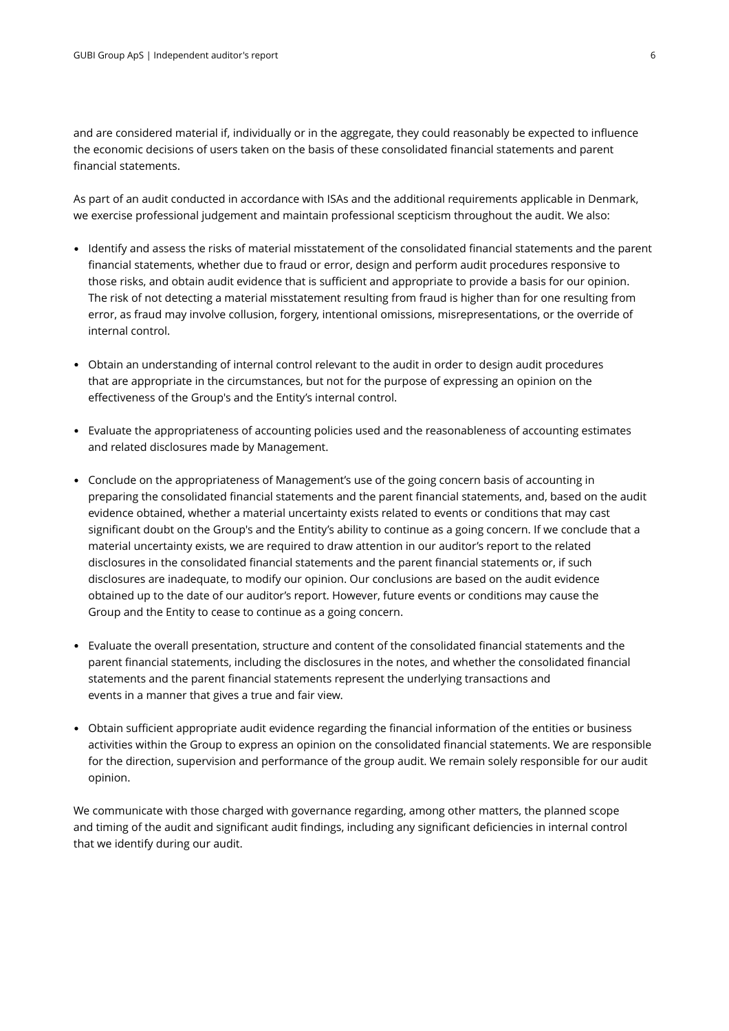and are considered material if, individually or in the aggregate, they could reasonably be expected to influence the economic decisions of users taken on the basis of these consolidated financial statements and parent financial statements.

As part of an audit conducted in accordance with ISAs and the additional requirements applicable in Denmark, we exercise professional judgement and maintain professional scepticism throughout the audit. We also:

- Identify and assess the risks of material misstatement of the consolidated financial statements and the parent financial statements, whether due to fraud or error, design and perform audit procedures responsive to those risks, and obtain audit evidence that is sufficient and appropriate to provide a basis for our opinion. The risk of not detecting a material misstatement resulting from fraud is higher than for one resulting from error, as fraud may involve collusion, forgery, intentional omissions, misrepresentations, or the override of internal control.

- Obtain an understanding of internal control relevant to the audit in order to design audit procedures that are appropriate in the circumstances, but not for the purpose of expressing an opinion on the effectiveness of the Group's and the Entity's internal control.

- Evaluate the appropriateness of accounting policies used and the reasonableness of accounting estimates and related disclosures made by Management.

- Conclude on the appropriateness of Management's use of the going concern basis of accounting in preparing the consolidated financial statements and the parent financial statements, and, based on the audit evidence obtained, whether a material uncertainty exists related to events or conditions that may cast significant doubt on the Group's and the Entity's ability to continue as a going concern. If we conclude that a material uncertainty exists, we are required to draw attention in our auditor's report to the related disclosures in the consolidated financial statements and the parent financial statements or, if such disclosures are inadequate, to modify our opinion. Our conclusions are based on the audit evidence obtained up to the date of our auditor's report. However, future events or conditions may cause the Group and the Entity to cease to continue as a going concern.

- Evaluate the overall presentation, structure and content of the consolidated financial statements and the parent financial statements, including the disclosures in the notes, and whether the consolidated financial statements and the parent financial statements represent the underlying transactions and events in a manner that gives a true and fair view.

- Obtain sufficient appropriate audit evidence regarding the financial information of the entities or business activities within the Group to express an opinion on the consolidated financial statements. We are responsible for the direction, supervision and performance of the group audit. We remain solely responsible for our audit opinion.

We communicate with those charged with governance regarding, among other matters, the planned scope and timing of the audit and significant audit findings, including any significant deficiencies in internal control that we identify during our audit.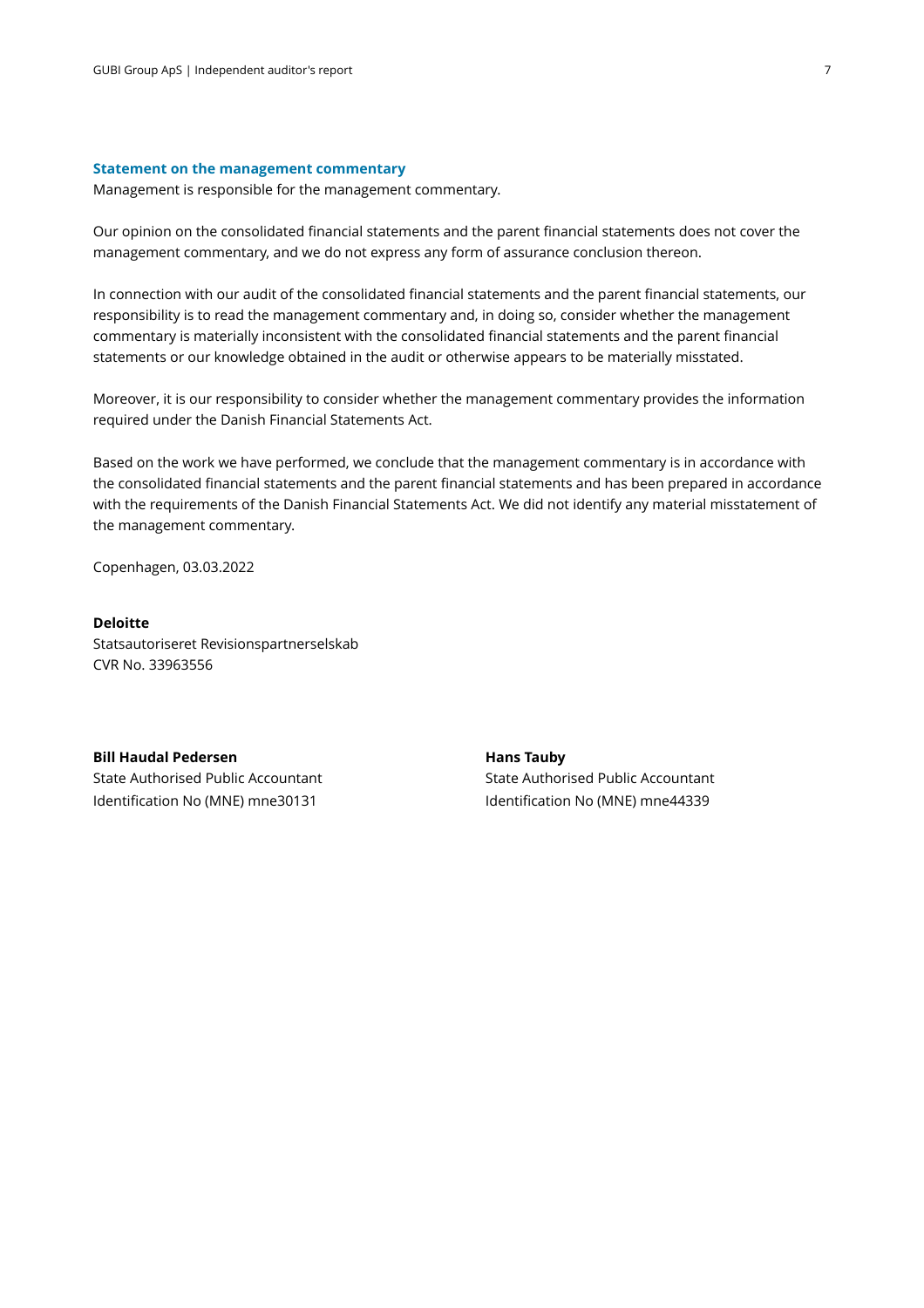### Statement on the management commentary

Management is responsible for the management commentary.

Our opinion on the consolidated financial statements and the parent financial statements does not cover the management commentary, and we do not express any form of assurance conclusion thereon.

In connection with our audit of the consolidated financial statements and the parent financial statements, our responsibility is to read the management commentary and, in doing so, consider whether the management commentary is materially inconsistent with the consolidated financial statements and the parent financial statements or our knowledge obtained in the audit or otherwise appears to be materially misstated.

Moreover, it is our responsibility to consider whether the management commentary provides the information required under the Danish Financial Statements Act.

Based on the work we have performed, we conclude that the management commentary is in accordance with the consolidated financial statements and the parent financial statements and has been prepared in accordance with the requirements of the Danish Financial Statements Act. We did not identify any material misstatement of the management commentary.

Copenhagen, 03.03.2022

**Deloitte**
Statsautoriseret Revisionspartnerselskab
CVR No. 33963556

**Bill Haudal Pedersen**
State Authorised Public Accountant
Identification No (MNE) mne30131

**Hans Tauby**
State Authorised Public Accountant
Identification No (MNE) mne44339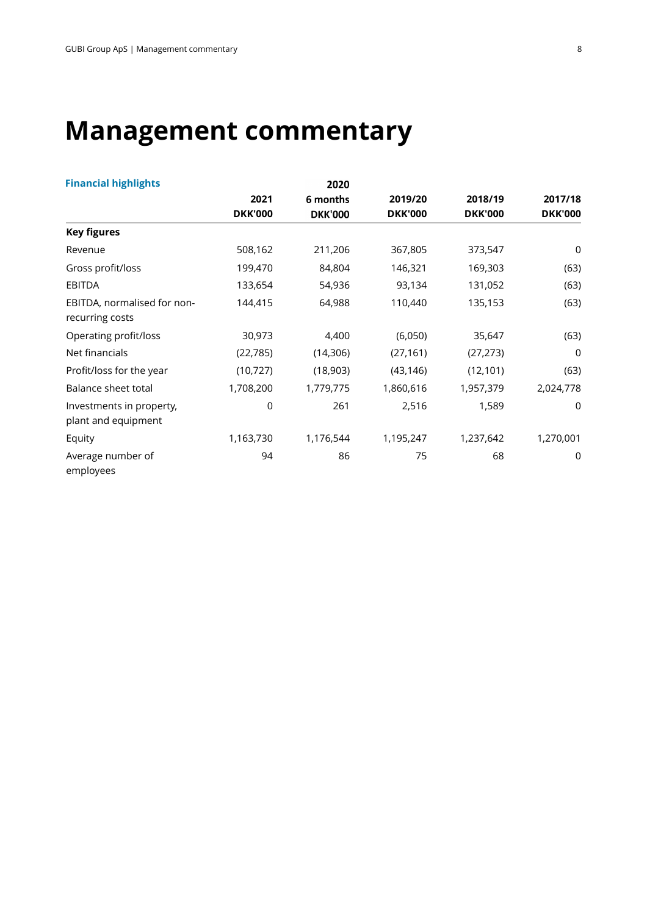# Management commentary

| Financial highlights | 2021<br>DKK'000 | 2020<br>6 months<br>DKK'000 | 2019/20<br>DKK'000 | 2018/19<br>DKK'000 | 2017/18<br>DKK'000 |
|---|---|---|---|---|---|
| **Key figures** | | | | | |
| Revenue | 508,162 | 211,206 | 367,805 | 373,547 | 0 |
| Gross profit/loss | 199,470 | 84,804 | 146,321 | 169,303 | (63) |
| EBITDA | 133,654 | 54,936 | 93,134 | 131,052 | (63) |
| EBITDA, normalised for non-recurring costs | 144,415 | 64,988 | 110,440 | 135,153 | (63) |
| Operating profit/loss | 30,973 | 4,400 | (6,050) | 35,647 | (63) |
| Net financials | (22,785) | (14,306) | (27,161) | (27,273) | 0 |
| Profit/loss for the year | (10,727) | (18,903) | (43,146) | (12,101) | (63) |
| Balance sheet total | 1,708,200 | 1,779,775 | 1,860,616 | 1,957,379 | 2,024,778 |
| Investments in property, plant and equipment | 0 | 261 | 2,516 | 1,589 | 0 |
| Equity | 1,163,730 | 1,176,544 | 1,195,247 | 1,237,642 | 1,270,001 |
| Average number of employees | 94 | 86 | 75 | 68 | 0 |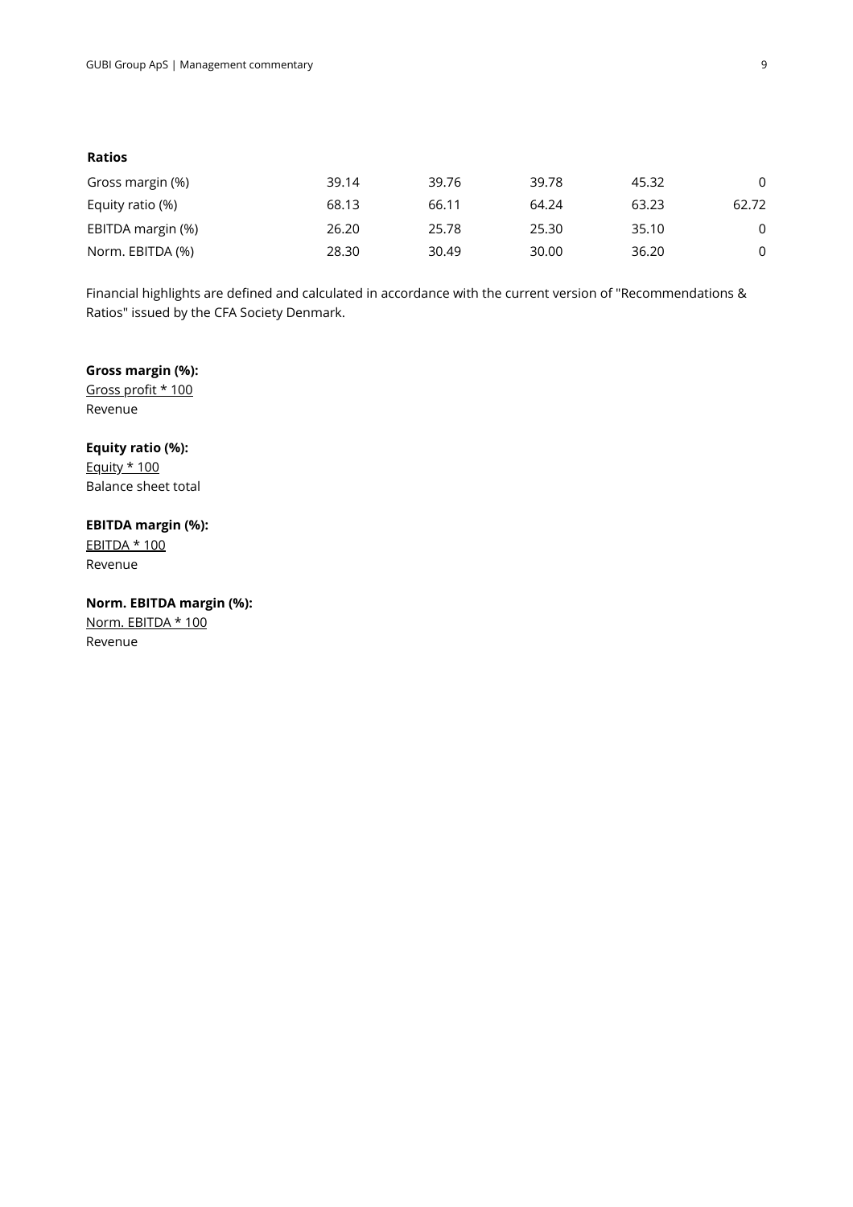**Ratios**

| | | | | | |
|---|---|---|---|---|---|
| Gross margin (%) | 39.14 | 39.76 | 39.78 | 45.32 | 0 |
| Equity ratio (%) | 68.13 | 66.11 | 64.24 | 63.23 | 62.72 |
| EBITDA margin (%) | 26.20 | 25.78 | 25.30 | 35.10 | 0 |
| Norm. EBITDA (%) | 28.30 | 30.49 | 30.00 | 36.20 | 0 |

Financial highlights are defined and calculated in accordance with the current version of "Recommendations & Ratios" issued by the CFA Society Denmark.

**Gross margin (%):**
Gross profit * 100
Revenue

**Equity ratio (%):**
Equity * 100
Balance sheet total

**EBITDA margin (%):**
EBITDA * 100
Revenue

**Norm. EBITDA margin (%):**
Norm. EBITDA * 100
Revenue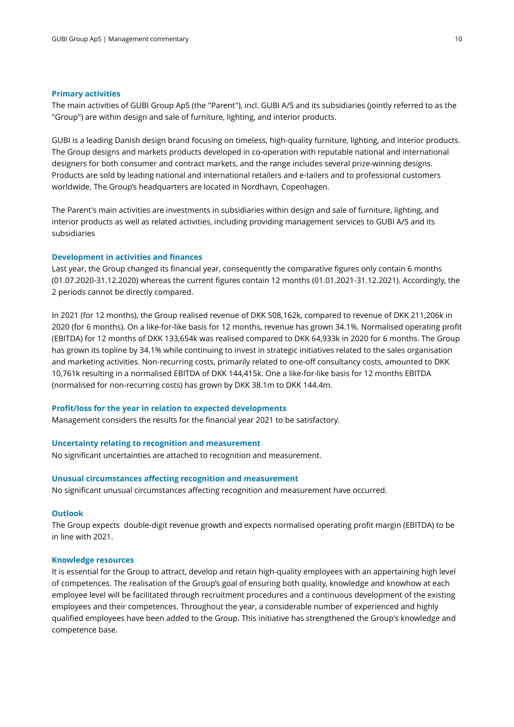## Primary activities

The main activities of GUBI Group ApS (the "Parent"), incl. GUBI A/S and its subsidiaries (jointly referred to as the "Group") are within design and sale of furniture, lighting, and interior products.

GUBI is a leading Danish design brand focusing on timeless, high-quality furniture, lighting, and interior products. The Group designs and markets products developed in co-operation with reputable national and international designers for both consumer and contract markets, and the range includes several prize-winning designs. Products are sold by leading national and international retailers and e-tailers and to professional customers worldwide. The Group's headquarters are located in Nordhavn, Copenhagen.

The Parent's main activities are investments in subsidiaries within design and sale of furniture, lighting, and interior products as well as related activities, including providing management services to GUBI A/S and its subsidiaries

## Development in activities and finances

Last year, the Group changed its financial year, consequently the comparative figures only contain 6 months (01.07.2020-31.12.2020) whereas the current figures contain 12 months (01.01.2021-31.12.2021). Accordingly, the 2 periods cannot be directly compared.

In 2021 (for 12 months), the Group realised revenue of DKK 508,162k, compared to revenue of DKK 211,206k in 2020 (for 6 months). On a like-for-like basis for 12 months, revenue has grown 34.1%. Normalised operating profit (EBITDA) for 12 months of DKK 133,654k was realised compared to DKK 64,933k in 2020 for 6 months. The Group has grown its topline by 34.1% while continuing to invest in strategic initiatives related to the sales organisation and marketing activities. Non-recurring costs, primarily related to one-off consultancy costs, amounted to DKK 10,761k resulting in a normalised EBITDA of DKK 144,415k. One a like-for-like basis for 12 months EBITDA (normalised for non-recurring costs) has grown by DKK 38.1m to DKK 144.4m.

## Profit/loss for the year in relation to expected developments

Management considers the results for the financial year 2021 to be satisfactory.

## Uncertainty relating to recognition and measurement

No significant uncertainties are attached to recognition and measurement.

## Unusual circumstances affecting recognition and measurement

No significant unusual circumstances affecting recognition and measurement have occurred.

## Outlook

The Group expects double-digit revenue growth and expects normalised operating profit margin (EBITDA) to be in line with 2021.

## Knowledge resources

It is essential for the Group to attract, develop and retain high-quality employees with an appertaining high level of competences. The realisation of the Group's goal of ensuring both quality, knowledge and knowhow at each employee level will be facilitated through recruitment procedures and a continuous development of the existing employees and their competences. Throughout the year, a considerable number of experienced and highly qualified employees have been added to the Group. This initiative has strengthened the Group's knowledge and competence base.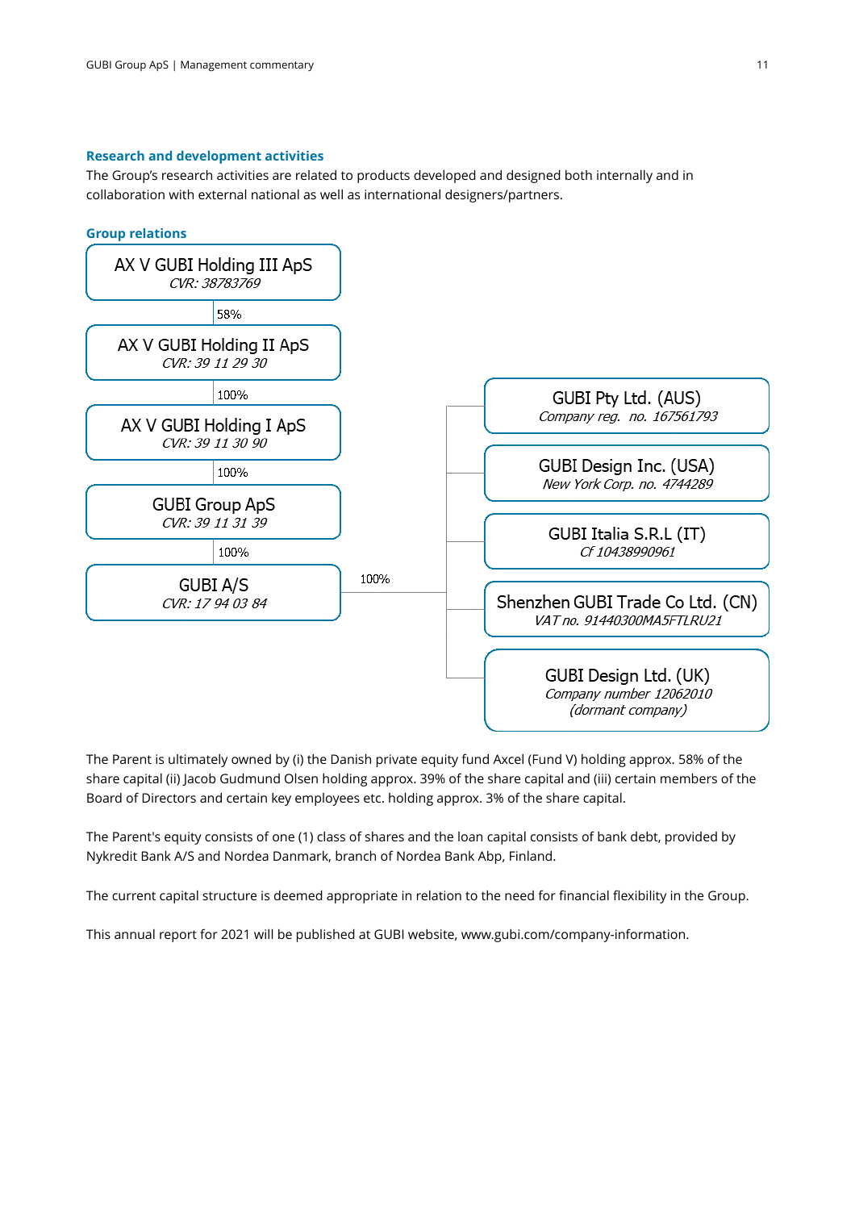### Research and development activities

The Group's research activities are related to products developed and designed both internally and in collaboration with external national as well as international designers/partners.

### Group relations

AX V GUBI Holding III ApS
*CVR: 38783769*

58%

AX V GUBI Holding II ApS
*CVR: 39 11 29 30*

100%

AX V GUBI Holding I ApS
*CVR: 39 11 30 90*

100%

GUBI Group ApS
*CVR: 39 11 31 39*

100%

GUBI A/S
*CVR: 17 94 03 84*

100%

GUBI Pty Ltd. (AUS)
*Company reg. no. 167561793*

GUBI Design Inc. (USA)
*New York Corp. no. 4744289*

GUBI Italia S.R.L (IT)
*Cf 10438990961*

Shenzhen GUBI Trade Co Ltd. (CN)
*VAT no. 91440300MA5FTLRU21*

GUBI Design Ltd. (UK)
*Company number 12062010*
*(dormant company)*

The Parent is ultimately owned by (i) the Danish private equity fund Axcel (Fund V) holding approx. 58% of the share capital (ii) Jacob Gudmund Olsen holding approx. 39% of the share capital and (iii) certain members of the Board of Directors and certain key employees etc. holding approx. 3% of the share capital.

The Parent's equity consists of one (1) class of shares and the loan capital consists of bank debt, provided by Nykredit Bank A/S and Nordea Danmark, branch of Nordea Bank Abp, Finland.

The current capital structure is deemed appropriate in relation to the need for financial flexibility in the Group.

This annual report for 2021 will be published at GUBI website, www.gubi.com/company-information.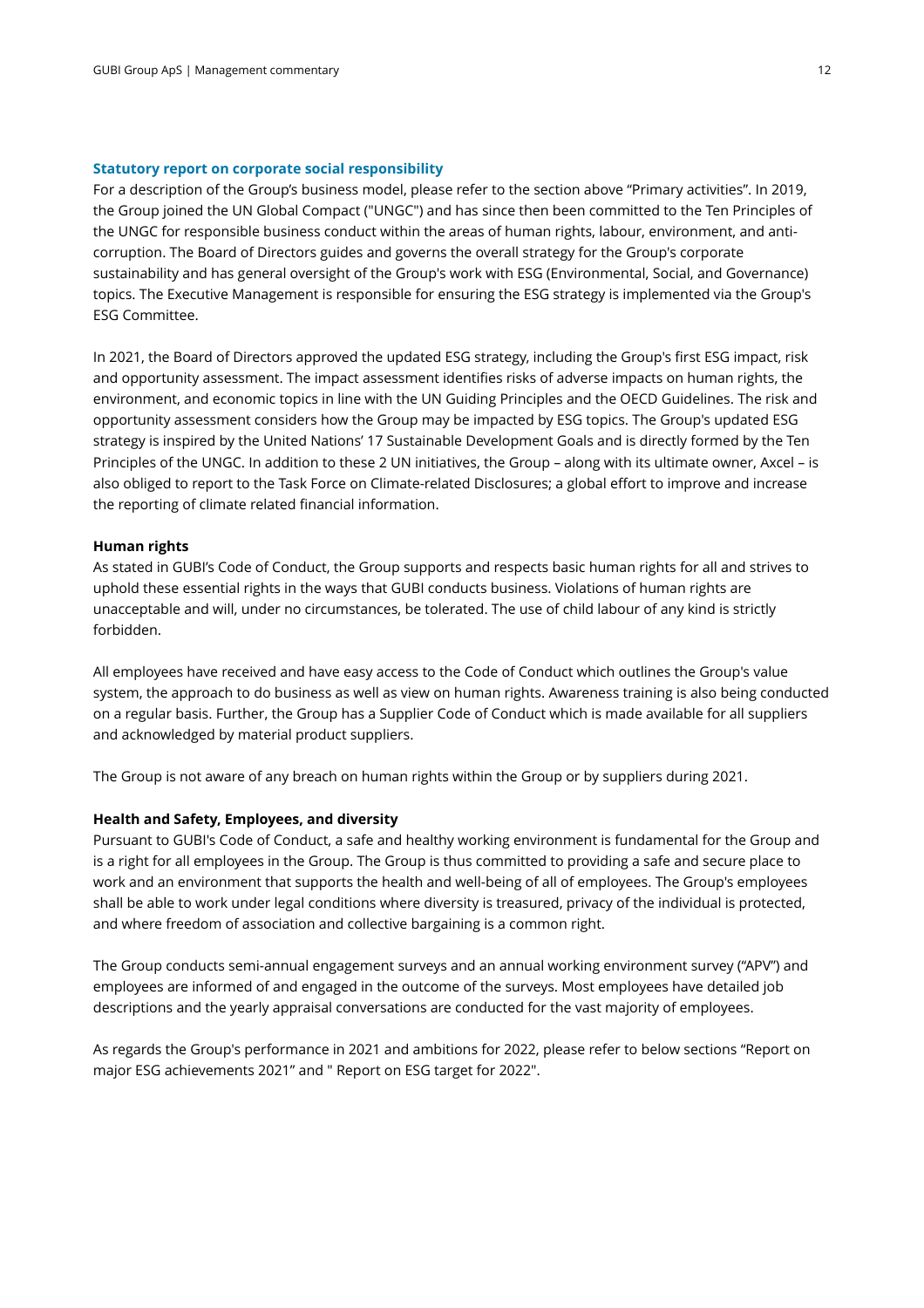## Statutory report on corporate social responsibility

For a description of the Group's business model, please refer to the section above "Primary activities". In 2019, the Group joined the UN Global Compact ("UNGC") and has since then been committed to the Ten Principles of the UNGC for responsible business conduct within the areas of human rights, labour, environment, and anti-corruption. The Board of Directors guides and governs the overall strategy for the Group's corporate sustainability and has general oversight of the Group's work with ESG (Environmental, Social, and Governance) topics. The Executive Management is responsible for ensuring the ESG strategy is implemented via the Group's ESG Committee.

In 2021, the Board of Directors approved the updated ESG strategy, including the Group's first ESG impact, risk and opportunity assessment. The impact assessment identifies risks of adverse impacts on human rights, the environment, and economic topics in line with the UN Guiding Principles and the OECD Guidelines. The risk and opportunity assessment considers how the Group may be impacted by ESG topics. The Group's updated ESG strategy is inspired by the United Nations' 17 Sustainable Development Goals and is directly formed by the Ten Principles of the UNGC. In addition to these 2 UN initiatives, the Group – along with its ultimate owner, Axcel – is also obliged to report to the Task Force on Climate-related Disclosures; a global effort to improve and increase the reporting of climate related financial information.

### Human rights

As stated in GUBI's Code of Conduct, the Group supports and respects basic human rights for all and strives to uphold these essential rights in the ways that GUBI conducts business. Violations of human rights are unacceptable and will, under no circumstances, be tolerated. The use of child labour of any kind is strictly forbidden.

All employees have received and have easy access to the Code of Conduct which outlines the Group's value system, the approach to do business as well as view on human rights. Awareness training is also being conducted on a regular basis. Further, the Group has a Supplier Code of Conduct which is made available for all suppliers and acknowledged by material product suppliers.

The Group is not aware of any breach on human rights within the Group or by suppliers during 2021.

### Health and Safety, Employees, and diversity

Pursuant to GUBI's Code of Conduct, a safe and healthy working environment is fundamental for the Group and is a right for all employees in the Group. The Group is thus committed to providing a safe and secure place to work and an environment that supports the health and well-being of all of employees. The Group's employees shall be able to work under legal conditions where diversity is treasured, privacy of the individual is protected, and where freedom of association and collective bargaining is a common right.

The Group conducts semi-annual engagement surveys and an annual working environment survey ("APV") and employees are informed of and engaged in the outcome of the surveys. Most employees have detailed job descriptions and the yearly appraisal conversations are conducted for the vast majority of employees.

As regards the Group's performance in 2021 and ambitions for 2022, please refer to below sections "Report on major ESG achievements 2021" and " Report on ESG target for 2022".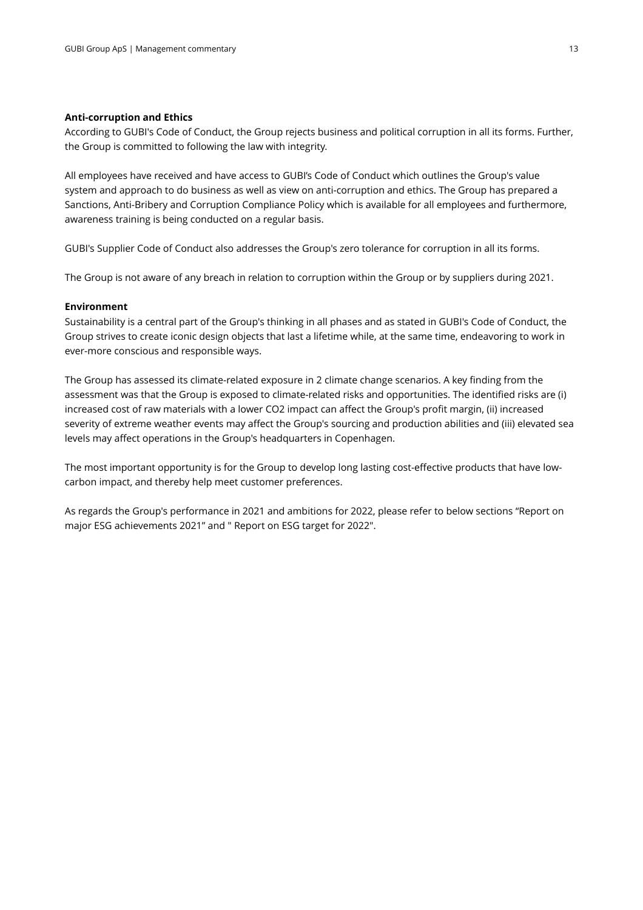**Anti-corruption and Ethics**

According to GUBI's Code of Conduct, the Group rejects business and political corruption in all its forms. Further, the Group is committed to following the law with integrity.

All employees have received and have access to GUBI's Code of Conduct which outlines the Group's value system and approach to do business as well as view on anti-corruption and ethics. The Group has prepared a Sanctions, Anti-Bribery and Corruption Compliance Policy which is available for all employees and furthermore, awareness training is being conducted on a regular basis.

GUBI's Supplier Code of Conduct also addresses the Group's zero tolerance for corruption in all its forms.

The Group is not aware of any breach in relation to corruption within the Group or by suppliers during 2021.

**Environment**

Sustainability is a central part of the Group's thinking in all phases and as stated in GUBI's Code of Conduct, the Group strives to create iconic design objects that last a lifetime while, at the same time, endeavoring to work in ever-more conscious and responsible ways.

The Group has assessed its climate-related exposure in 2 climate change scenarios. A key finding from the assessment was that the Group is exposed to climate-related risks and opportunities. The identified risks are (i) increased cost of raw materials with a lower $CO_2$ impact can affect the Group's profit margin, (ii) increased severity of extreme weather events may affect the Group's sourcing and production abilities and (iii) elevated sea levels may affect operations in the Group's headquarters in Copenhagen.

The most important opportunity is for the Group to develop long lasting cost-effective products that have low-carbon impact, and thereby help meet customer preferences.

As regards the Group's performance in 2021 and ambitions for 2022, please refer to below sections "Report on major ESG achievements 2021" and " Report on ESG target for 2022".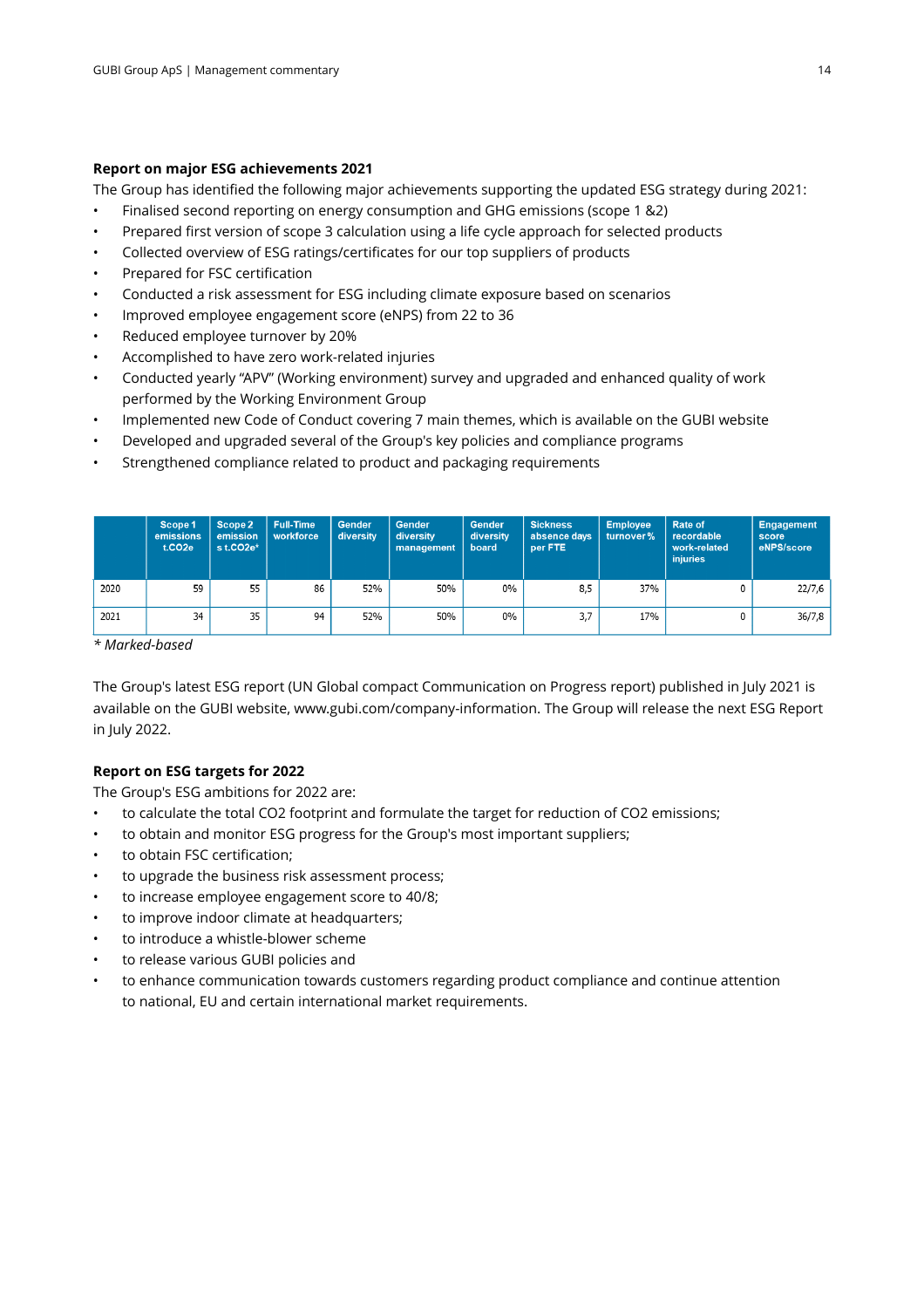### Report on major ESG achievements 2021

The Group has identified the following major achievements supporting the updated ESG strategy during 2021:

- Finalised second reporting on energy consumption and GHG emissions (scope 1 &2)
- Prepared first version of scope 3 calculation using a life cycle approach for selected products
- Collected overview of ESG ratings/certificates for our top suppliers of products
- Prepared for FSC certification
- Conducted a risk assessment for ESG including climate exposure based on scenarios
- Improved employee engagement score (eNPS) from 22 to 36
- Reduced employee turnover by 20%
- Accomplished to have zero work-related injuries
- Conducted yearly "APV" (Working environment) survey and upgraded and enhanced quality of work performed by the Working Environment Group
- Implemented new Code of Conduct covering 7 main themes, which is available on the GUBI website
- Developed and upgraded several of the Group's key policies and compliance programs
- Strengthened compliance related to product and packaging requirements

| | Scope 1 emissions t.CO2e | Scope 2 emission s t.CO2e* | Full-Time workforce | Gender diversity | Gender diversity management | Gender diversity board | Sickness absence days per FTE | Employee turnover % | Rate of recordable work-related injuries | Engagement score eNPS/score |
|---|---|---|---|---|---|---|---|---|---|---|
| 2020 | 59 | 55 | 86 | 52% | 50% | 0% | 8,5 | 37% | 0 | 22/7,6 |
| 2021 | 34 | 35 | 94 | 52% | 50% | 0% | 3,7 | 17% | 0 | 36/7,8 |

*\* Marked-based*

The Group's latest ESG report (UN Global compact Communication on Progress report) published in July 2021 is available on the GUBI website, www.gubi.com/company-information. The Group will release the next ESG Report in July 2022.

### Report on ESG targets for 2022

The Group's ESG ambitions for 2022 are:

- to calculate the total CO2 footprint and formulate the target for reduction of CO2 emissions;
- to obtain and monitor ESG progress for the Group's most important suppliers;
- to obtain FSC certification;
- to upgrade the business risk assessment process;
- to increase employee engagement score to 40/8;
- to improve indoor climate at headquarters;
- to introduce a whistle-blower scheme
- to release various GUBI policies and
- to enhance communication towards customers regarding product compliance and continue attention to national, EU and certain international market requirements.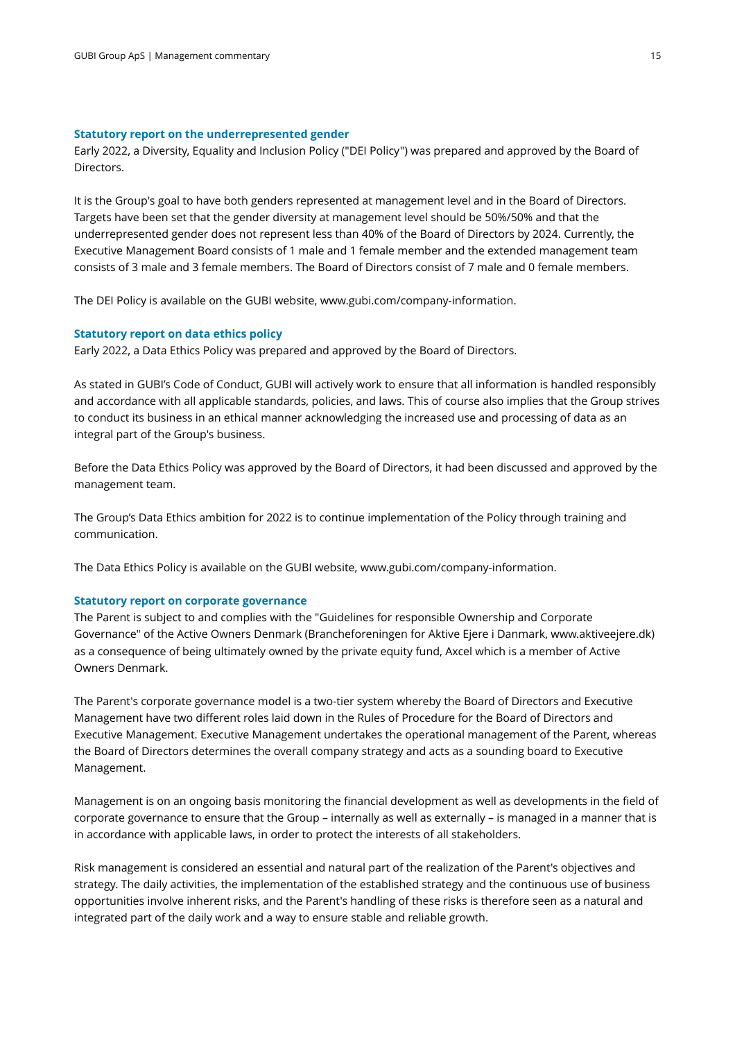### Statutory report on the underrepresented gender

Early 2022, a Diversity, Equality and Inclusion Policy ("DEI Policy") was prepared and approved by the Board of Directors.

It is the Group's goal to have both genders represented at management level and in the Board of Directors. Targets have been set that the gender diversity at management level should be 50%/50% and that the underrepresented gender does not represent less than 40% of the Board of Directors by 2024. Currently, the Executive Management Board consists of 1 male and 1 female member and the extended management team consists of 3 male and 3 female members. The Board of Directors consist of 7 male and 0 female members.

The DEI Policy is available on the GUBI website, www.gubi.com/company-information.

### Statutory report on data ethics policy

Early 2022, a Data Ethics Policy was prepared and approved by the Board of Directors.

As stated in GUBI's Code of Conduct, GUBI will actively work to ensure that all information is handled responsibly and accordance with all applicable standards, policies, and laws. This of course also implies that the Group strives to conduct its business in an ethical manner acknowledging the increased use and processing of data as an integral part of the Group's business.

Before the Data Ethics Policy was approved by the Board of Directors, it had been discussed and approved by the management team.

The Group's Data Ethics ambition for 2022 is to continue implementation of the Policy through training and communication.

The Data Ethics Policy is available on the GUBI website, www.gubi.com/company-information.

### Statutory report on corporate governance

The Parent is subject to and complies with the "Guidelines for responsible Ownership and Corporate Governance" of the Active Owners Denmark (Brancheforeningen for Aktive Ejere i Danmark, www.aktiveejere.dk) as a consequence of being ultimately owned by the private equity fund, Axcel which is a member of Active Owners Denmark.

The Parent's corporate governance model is a two-tier system whereby the Board of Directors and Executive Management have two different roles laid down in the Rules of Procedure for the Board of Directors and Executive Management. Executive Management undertakes the operational management of the Parent, whereas the Board of Directors determines the overall company strategy and acts as a sounding board to Executive Management.

Management is on an ongoing basis monitoring the financial development as well as developments in the field of corporate governance to ensure that the Group – internally as well as externally – is managed in a manner that is in accordance with applicable laws, in order to protect the interests of all stakeholders.

Risk management is considered an essential and natural part of the realization of the Parent's objectives and strategy. The daily activities, the implementation of the established strategy and the continuous use of business opportunities involve inherent risks, and the Parent's handling of these risks is therefore seen as a natural and integrated part of the daily work and a way to ensure stable and reliable growth.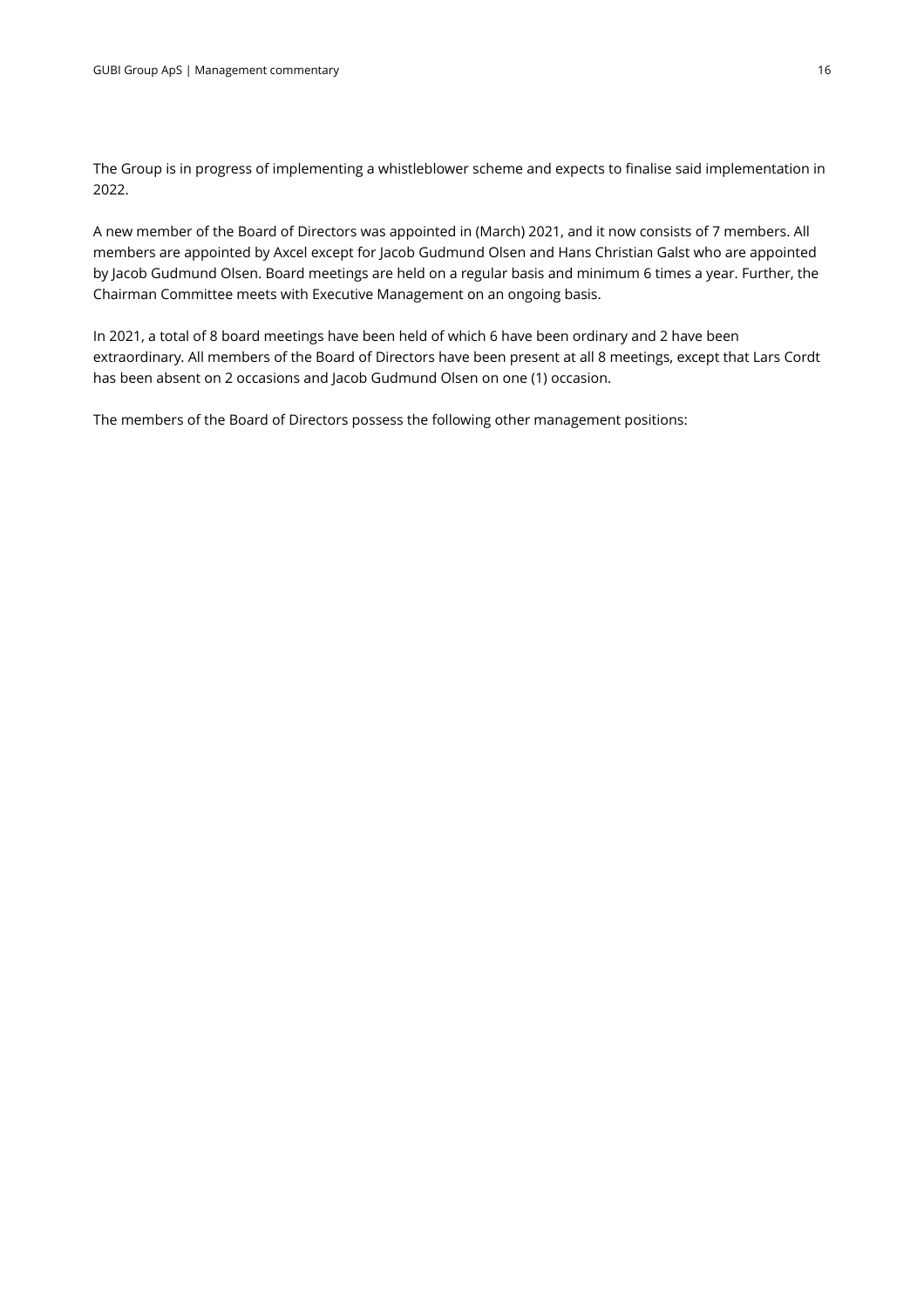The Group is in progress of implementing a whistleblower scheme and expects to finalise said implementation in 2022.

A new member of the Board of Directors was appointed in (March) 2021, and it now consists of 7 members. All members are appointed by Axcel except for Jacob Gudmund Olsen and Hans Christian Galst who are appointed by Jacob Gudmund Olsen. Board meetings are held on a regular basis and minimum 6 times a year. Further, the Chairman Committee meets with Executive Management on an ongoing basis.

In 2021, a total of 8 board meetings have been held of which 6 have been ordinary and 2 have been extraordinary. All members of the Board of Directors have been present at all 8 meetings, except that Lars Cordt has been absent on 2 occasions and Jacob Gudmund Olsen on one (1) occasion.

The members of the Board of Directors possess the following other management positions: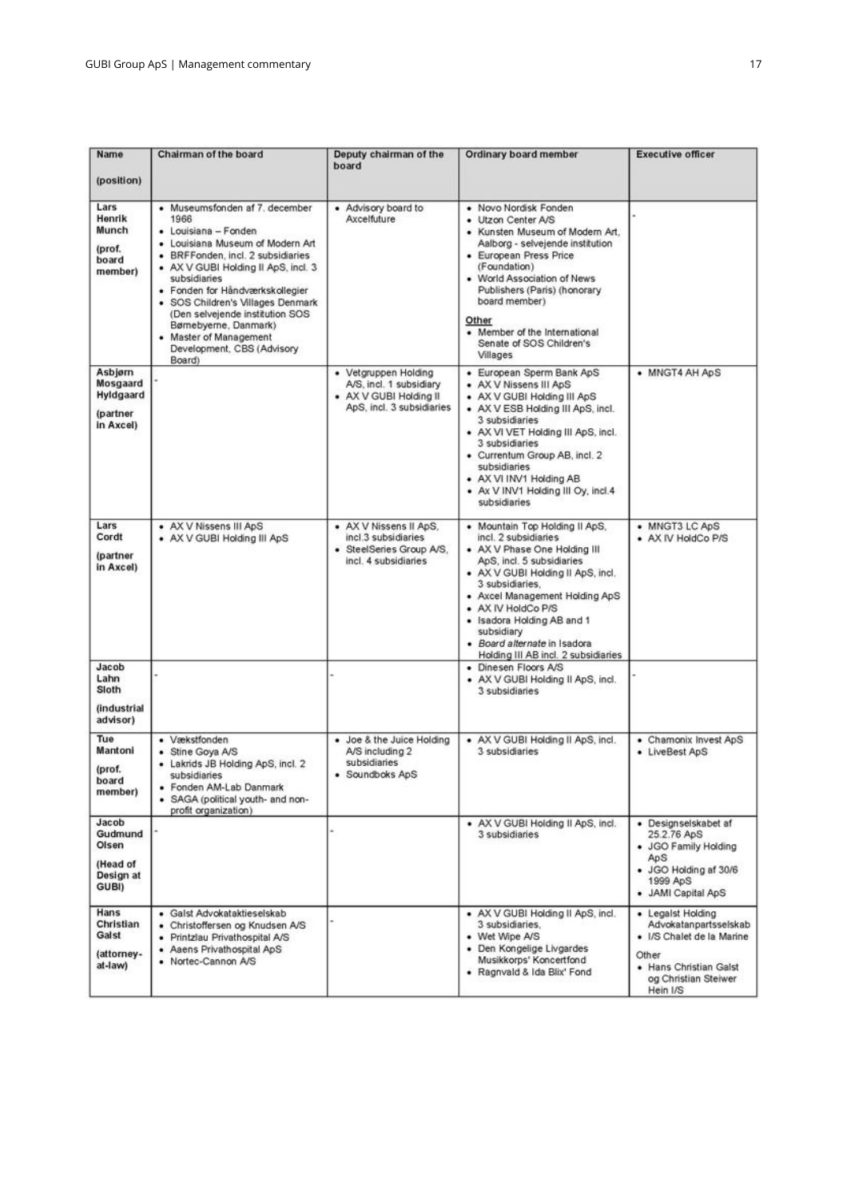| Name (position) | Chairman of the board | Deputy chairman of the board | Ordinary board member | Executive officer |
|---|---|---|---|---|
| Lars Henrik Munch (prof. board member) | • Museumsfonden af 7. december 1966<br>• Louisiana – Fonden<br>• Louisiana Museum of Modern Art<br>• BRFFonden, incl. 2 subsidiaries<br>• AX V GUBI Holding II ApS, incl. 3 subsidiaries<br>• Fonden for Håndværkskollegier<br>• SOS Children's Villages Denmark (Den selvejende institution SOS Børnebyerne, Danmark)<br>• Master of Management Development, CBS (Advisory Board) | • Advisory board to Axcelfuture | • Novo Nordisk Fonden<br>• Utzon Center A/S<br>• Kunsten Museum of Modern Art, Aalborg - selvejende institution<br>• European Press Price (Foundation)<br>• World Association of News Publishers (Paris) (honorary board member)<br>Other<br>• Member of the International Senate of SOS Children's Villages | - |
| Asbjørn Mosgaard Hyldgaard (partner in Axcel) | - | • Vetgruppen Holding A/S, incl. 1 subsidiary<br>• AX V GUBI Holding II ApS, incl. 3 subsidiaries | • European Sperm Bank ApS<br>• AX V Nissens III ApS<br>• AX V GUBI Holding III ApS<br>• AX V ESB Holding III ApS, incl. 3 subsidiaries<br>• AX VI VET Holding III ApS, incl. 3 subsidiaries<br>• Currentum Group AB, incl. 2 subsidiaries<br>• AX VI INV1 Holding AB<br>• Ax V INV1 Holding III Oy, incl.4 subsidiaries | • MNGT4 AH ApS |
| Lars Cordt (partner in Axcel) | • AX V Nissens III ApS<br>• AX V GUBI Holding III ApS | • AX V Nissens II ApS, incl.3 subsidiaries<br>• SteelSeries Group A/S, incl. 4 subsidiaries | • Mountain Top Holding II ApS, incl. 2 subsidiaries<br>• AX V Phase One Holding III ApS, incl. 5 subsidiaries<br>• AX V GUBI Holding II ApS, incl. 3 subsidiaries,<br>• Axcel Management Holding ApS<br>• AX IV HoldCo P/S<br>• Isadora Holding AB and 1 subsidiary<br>• *Board alternate* in Isadora Holding III AB incl. 2 subsidiaries | • MNGT3 LC ApS<br>• AX IV HoldCo P/S |
| Jacob Lahn Sloth (industrial advisor) | - | - | • Dinesen Floors A/S<br>• AX V GUBI Holding II ApS, incl. 3 subsidiaries | - |
| Tue Mantoni (prof. board member) | • Vækstfonden<br>• Stine Goya A/S<br>• Lakrids JB Holding ApS, incl. 2 subsidiaries<br>• Fonden AM-Lab Danmark<br>• SAGA (political youth- and non-profit organization) | • Joe & the Juice Holding A/S including 2 subsidiaries<br>• Soundboks ApS | • AX V GUBI Holding II ApS, incl. 3 subsidiaries | • Chamonix Invest ApS<br>• LiveBest ApS |
| Jacob Gudmund Olsen (Head of Design at GUBI) | - | - | • AX V GUBI Holding II ApS, incl. 3 subsidiaries | • Designselskabet af 25.2.76 ApS<br>• JGO Family Holding ApS<br>• JGO Holding af 30/6 1999 ApS<br>• JAMI Capital ApS |
| Hans Christian Galst (attorney-at-law) | • Galst Advokataktieselskab<br>• Christoffersen og Knudsen A/S<br>• Printzlau Privathospital A/S<br>• Aaens Privathospital ApS<br>• Nortec-Cannon A/S | - | • AX V GUBI Holding II ApS, incl. 3 subsidiaries,<br>• Wet Wipe A/S<br>• Den Kongelige Livgardes Musikkorps' Koncertfond<br>• Ragnvald & Ida Blix' Fond | • Legalst Holding Advokatanpartsselskab<br>• I/S Chalet de la Marine<br>Other<br>• Hans Christian Galst og Christian Steiwer Hein I/S |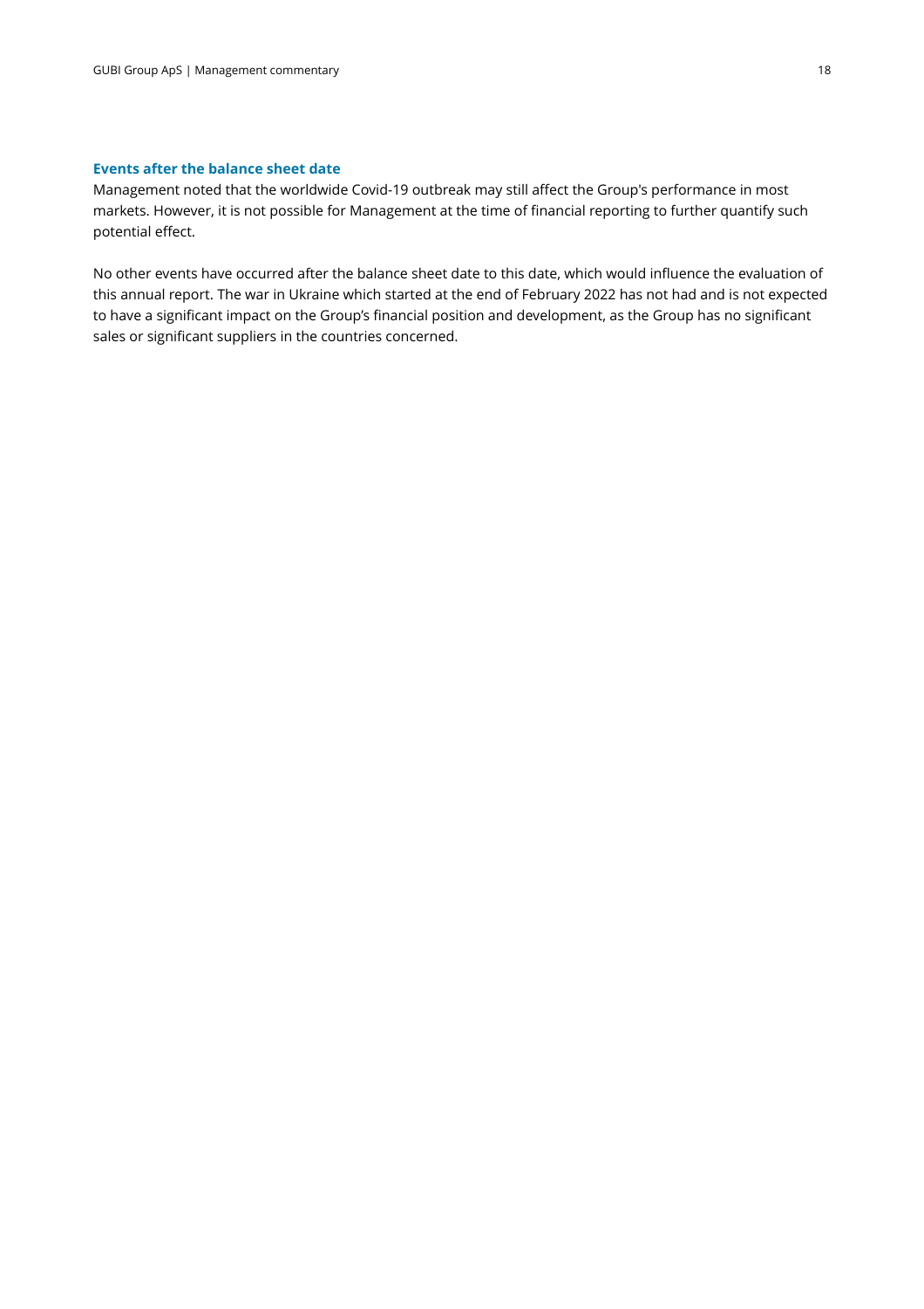### Events after the balance sheet date

Management noted that the worldwide Covid-19 outbreak may still affect the Group's performance in most markets. However, it is not possible for Management at the time of financial reporting to further quantify such potential effect.

No other events have occurred after the balance sheet date to this date, which would influence the evaluation of this annual report. The war in Ukraine which started at the end of February 2022 has not had and is not expected to have a significant impact on the Group's financial position and development, as the Group has no significant sales or significant suppliers in the countries concerned.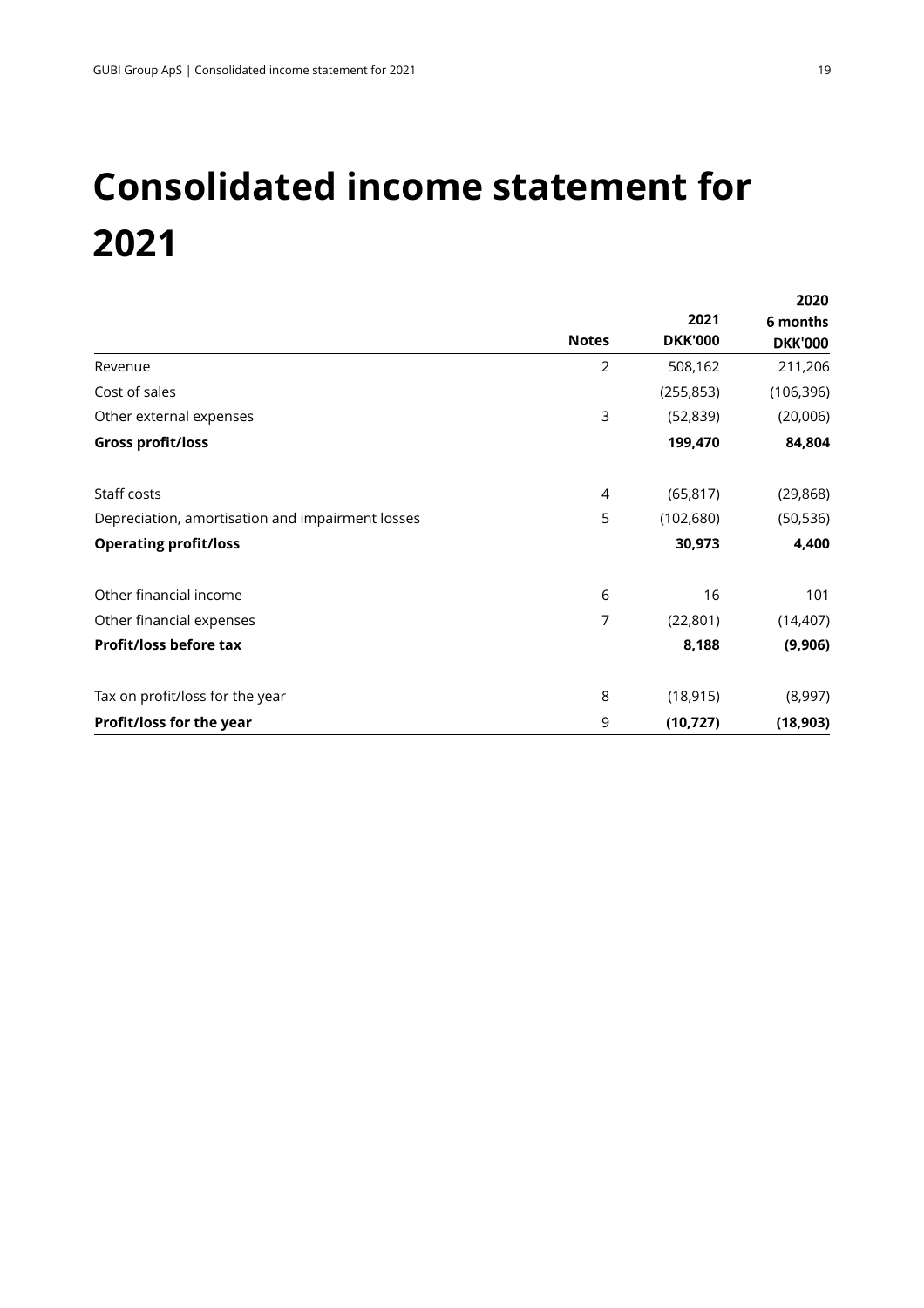# Consolidated income statement for 2021

| | Notes | 2021 DKK'000 | 2020 6 months DKK'000 |
|---|---|---|---|
| Revenue | 2 | 508,162 | 211,206 |
| Cost of sales | | (255,853) | (106,396) |
| Other external expenses | 3 | (52,839) | (20,006) |
| **Gross profit/loss** | | **199,470** | **84,804** |
| | | | |
| Staff costs | 4 | (65,817) | (29,868) |
| Depreciation, amortisation and impairment losses | 5 | (102,680) | (50,536) |
| **Operating profit/loss** | | **30,973** | **4,400** |
| | | | |
| Other financial income | 6 | 16 | 101 |
| Other financial expenses | 7 | (22,801) | (14,407) |
| **Profit/loss before tax** | | **8,188** | **(9,906)** |
| | | | |
| Tax on profit/loss for the year | 8 | (18,915) | (8,997) |
| **Profit/loss for the year** | 9 | **(10,727)** | **(18,903)** |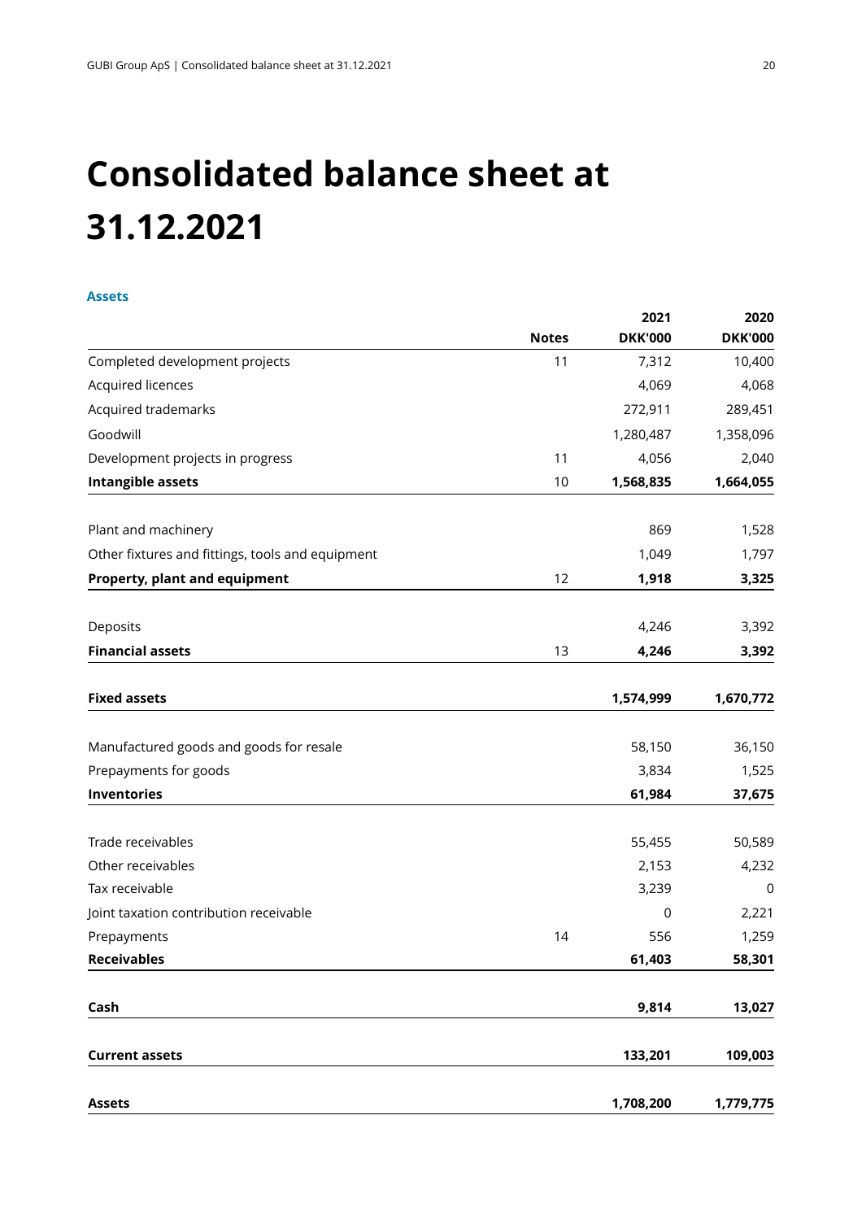# Consolidated balance sheet at 31.12.2021

### Assets

| | Notes | 2021 DKK'000 | 2020 DKK'000 |
|---|---|---|---|
| Completed development projects | 11 | 7,312 | 10,400 |
| Acquired licences | | 4,069 | 4,068 |
| Acquired trademarks | | 272,911 | 289,451 |
| Goodwill | | 1,280,487 | 1,358,096 |
| Development projects in progress | 11 | 4,056 | 2,040 |
| **Intangible assets** | 10 | **1,568,835** | **1,664,055** |
| | | | |
| Plant and machinery | | 869 | 1,528 |
| Other fixtures and fittings, tools and equipment | | 1,049 | 1,797 |
| **Property, plant and equipment** | 12 | **1,918** | **3,325** |
| | | | |
| Deposits | | 4,246 | 3,392 |
| **Financial assets** | 13 | **4,246** | **3,392** |
| | | | |
| **Fixed assets** | | **1,574,999** | **1,670,772** |
| | | | |
| Manufactured goods and goods for resale | | 58,150 | 36,150 |
| Prepayments for goods | | 3,834 | 1,525 |
| **Inventories** | | **61,984** | **37,675** |
| | | | |
| Trade receivables | | 55,455 | 50,589 |
| Other receivables | | 2,153 | 4,232 |
| Tax receivable | | 3,239 | 0 |
| Joint taxation contribution receivable | | 0 | 2,221 |
| Prepayments | 14 | 556 | 1,259 |
| **Receivables** | | **61,403** | **58,301** |
| | | | |
| **Cash** | | **9,814** | **13,027** |
| | | | |
| **Current assets** | | **133,201** | **109,003** |
| | | | |
| **Assets** | | **1,708,200** | **1,779,775** |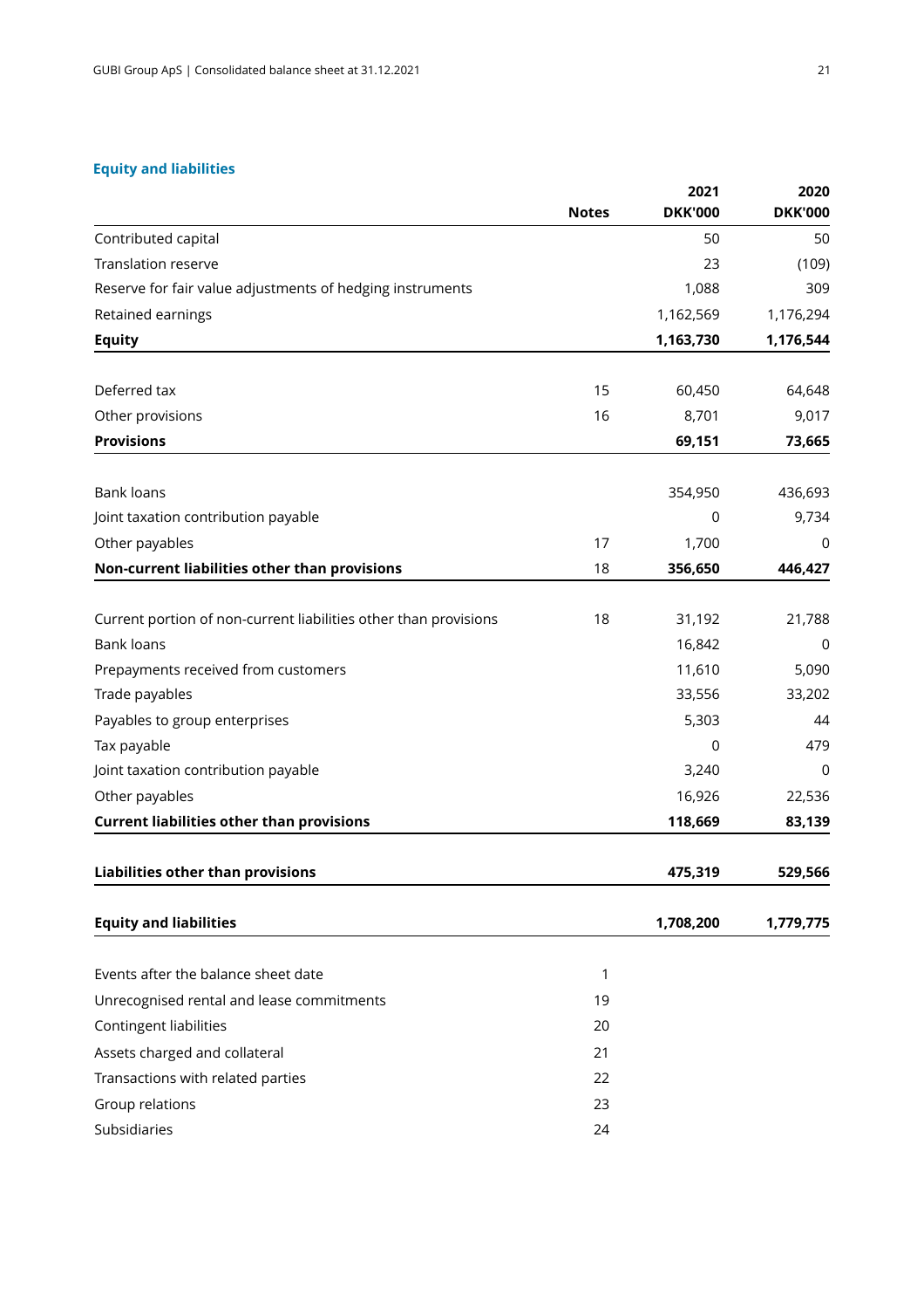## Equity and liabilities

| | Notes | 2021 DKK'000 | 2020 DKK'000 |
|---|---|---|---|
| Contributed capital | | 50 | 50 |
| Translation reserve | | 23 | (109) |
| Reserve for fair value adjustments of hedging instruments | | 1,088 | 309 |
| Retained earnings | | 1,162,569 | 1,176,294 |
| **Equity** | | **1,163,730** | **1,176,544** |
| | | | |
| Deferred tax | 15 | 60,450 | 64,648 |
| Other provisions | 16 | 8,701 | 9,017 |
| **Provisions** | | **69,151** | **73,665** |
| | | | |
| Bank loans | | 354,950 | 436,693 |
| Joint taxation contribution payable | | 0 | 9,734 |
| Other payables | 17 | 1,700 | 0 |
| **Non-current liabilities other than provisions** | 18 | **356,650** | **446,427** |
| | | | |
| Current portion of non-current liabilities other than provisions | 18 | 31,192 | 21,788 |
| Bank loans | | 16,842 | 0 |
| Prepayments received from customers | | 11,610 | 5,090 |
| Trade payables | | 33,556 | 33,202 |
| Payables to group enterprises | | 5,303 | 44 |
| Tax payable | | 0 | 479 |
| Joint taxation contribution payable | | 3,240 | 0 |
| Other payables | | 16,926 | 22,536 |
| **Current liabilities other than provisions** | | **118,669** | **83,139** |
| | | | |
| **Liabilities other than provisions** | | **475,319** | **529,566** |
| | | | |
| **Equity and liabilities** | | **1,708,200** | **1,779,775** |
| | | | |
| Events after the balance sheet date | 1 | | |
| Unrecognised rental and lease commitments | 19 | | |
| Contingent liabilities | 20 | | |
| Assets charged and collateral | 21 | | |
| Transactions with related parties | 22 | | |
| Group relations | 23 | | |
| Subsidiaries | 24 | | |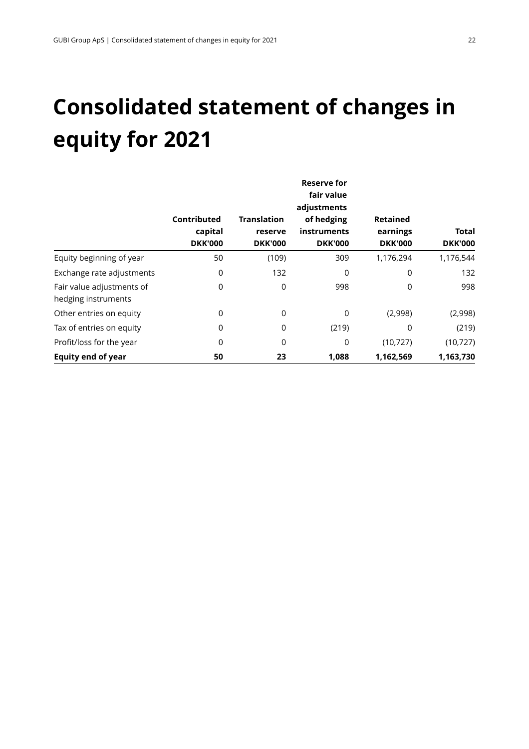# Consolidated statement of changes in equity for 2021

| | Contributed capital DKK'000 | Translation reserve DKK'000 | Reserve for fair value adjustments of hedging instruments DKK'000 | Retained earnings DKK'000 | Total DKK'000 |
|---|---|---|---|---|---|
| Equity beginning of year | 50 | (109) | 309 | 1,176,294 | 1,176,544 |
| Exchange rate adjustments | 0 | 132 | 0 | 0 | 132 |
| Fair value adjustments of hedging instruments | 0 | 0 | 998 | 0 | 998 |
| Other entries on equity | 0 | 0 | 0 | (2,998) | (2,998) |
| Tax of entries on equity | 0 | 0 | (219) | 0 | (219) |
| Profit/loss for the year | 0 | 0 | 0 | (10,727) | (10,727) |
| **Equity end of year** | **50** | **23** | **1,088** | **1,162,569** | **1,163,730** |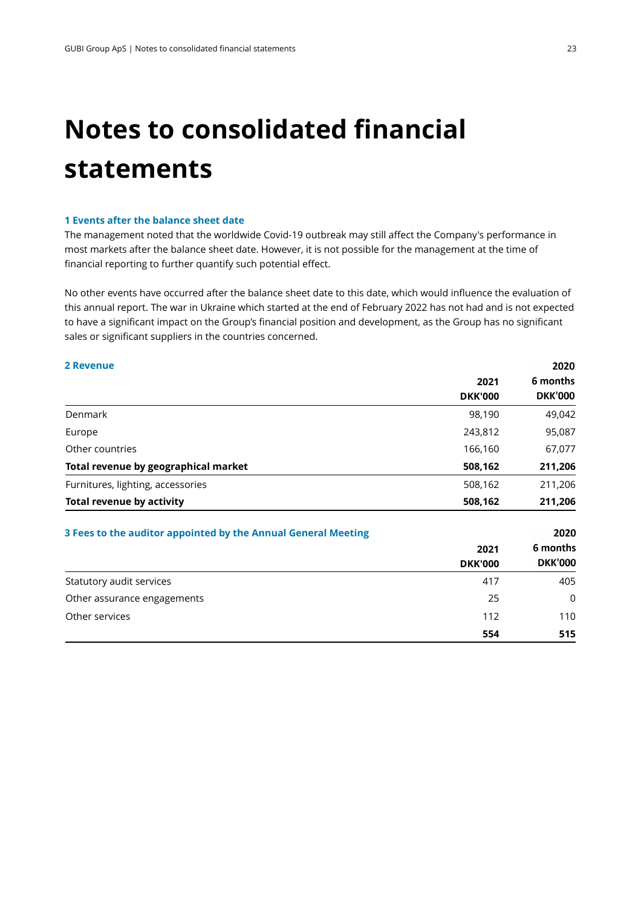# Notes to consolidated financial statements

### 1 Events after the balance sheet date

The management noted that the worldwide Covid-19 outbreak may still affect the Company's performance in most markets after the balance sheet date. However, it is not possible for the management at the time of financial reporting to further quantify such potential effect.

No other events have occurred after the balance sheet date to this date, which would influence the evaluation of this annual report. The war in Ukraine which started at the end of February 2022 has not had and is not expected to have a significant impact on the Group's financial position and development, as the Group has no significant sales or significant suppliers in the countries concerned.

### 2 Revenue

| | 2021<br>DKK'000 | 2020<br>6 months<br>DKK'000 |
|---|---|---|
| Denmark | 98,190 | 49,042 |
| Europe | 243,812 | 95,087 |
| Other countries | 166,160 | 67,077 |
| **Total revenue by geographical market** | **508,162** | **211,206** |
| Furnitures, lighting, accessories | 508,162 | 211,206 |
| **Total revenue by activity** | **508,162** | **211,206** |

### 3 Fees to the auditor appointed by the Annual General Meeting

| | 2021<br>DKK'000 | 2020<br>6 months<br>DKK'000 |
|---|---|---|
| Statutory audit services | 417 | 405 |
| Other assurance engagements | 25 | 0 |
| Other services | 112 | 110 |
| | **554** | **515** |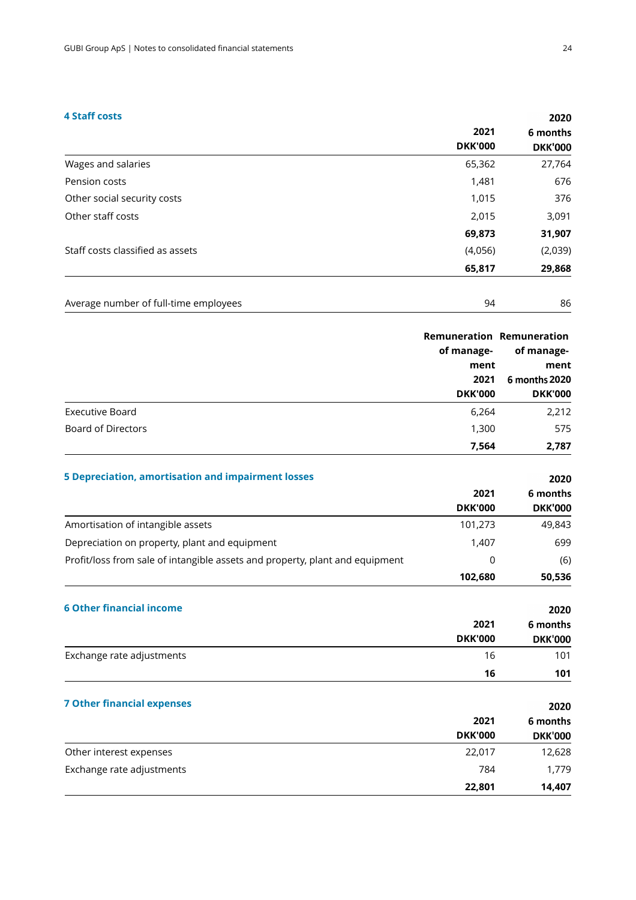## 4 Staff costs

| | 2021 DKK'000 | 2020 6 months DKK'000 |
|---|---|---|
| Wages and salaries | 65,362 | 27,764 |
| Pension costs | 1,481 | 676 |
| Other social security costs | 1,015 | 376 |
| Other staff costs | 2,015 | 3,091 |
| | **69,873** | **31,907** |
| Staff costs classified as assets | (4,056) | (2,039) |
| | **65,817** | **29,868** |

| | | |
|---|---|---|
| Average number of full-time employees | 94 | 86 |

| | Remuneration of management 2021 DKK'000 | Remuneration of management 6 months 2020 DKK'000 |
|---|---|---|
| Executive Board | 6,264 | 2,212 |
| Board of Directors | 1,300 | 575 |
| | **7,564** | **2,787** |

## 5 Depreciation, amortisation and impairment losses

| | 2021 DKK'000 | 2020 6 months DKK'000 |
|---|---|---|
| Amortisation of intangible assets | 101,273 | 49,843 |
| Depreciation on property, plant and equipment | 1,407 | 699 |
| Profit/loss from sale of intangible assets and property, plant and equipment | 0 | (6) |
| | **102,680** | **50,536** |

## 6 Other financial income

| | 2021 DKK'000 | 2020 6 months DKK'000 |
|---|---|---|
| Exchange rate adjustments | 16 | 101 |
| | **16** | **101** |

## 7 Other financial expenses

| | 2021 DKK'000 | 2020 6 months DKK'000 |
|---|---|---|
| Other interest expenses | 22,017 | 12,628 |
| Exchange rate adjustments | 784 | 1,779 |
| | **22,801** | **14,407** |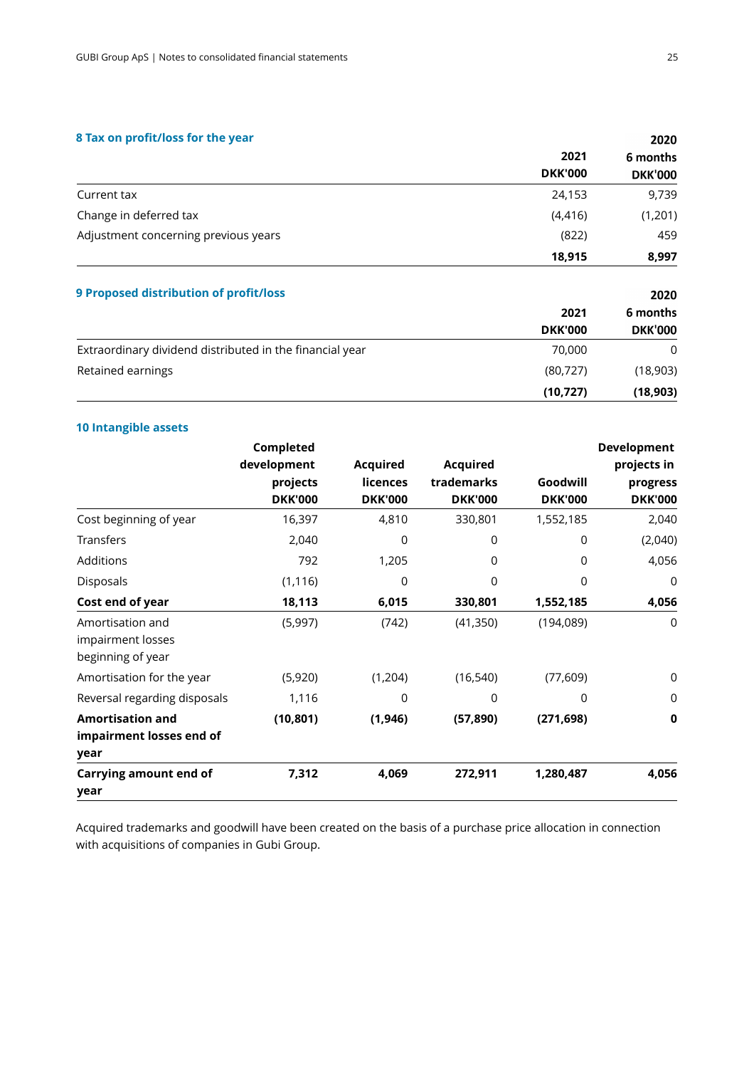## 8 Tax on profit/loss for the year

| | 2021 DKK'000 | 2020 6 months DKK'000 |
|---|---|---|
| Current tax | 24,153 | 9,739 |
| Change in deferred tax | (4,416) | (1,201) |
| Adjustment concerning previous years | (822) | 459 |
| | **18,915** | **8,997** |

## 9 Proposed distribution of profit/loss

| | 2021 DKK'000 | 2020 6 months DKK'000 |
|---|---|---|
| Extraordinary dividend distributed in the financial year | 70,000 | 0 |
| Retained earnings | (80,727) | (18,903) |
| | **(10,727)** | **(18,903)** |

## 10 Intangible assets

| | Completed development projects DKK'000 | Acquired licences DKK'000 | Acquired trademarks DKK'000 | Goodwill DKK'000 | Development projects in progress DKK'000 |
|---|---|---|---|---|---|
| Cost beginning of year | 16,397 | 4,810 | 330,801 | 1,552,185 | 2,040 |
| Transfers | 2,040 | 0 | 0 | 0 | (2,040) |
| Additions | 792 | 1,205 | 0 | 0 | 4,056 |
| Disposals | (1,116) | 0 | 0 | 0 | 0 |
| **Cost end of year** | **18,113** | **6,015** | **330,801** | **1,552,185** | **4,056** |
| Amortisation and impairment losses beginning of year | (5,997) | (742) | (41,350) | (194,089) | 0 |
| Amortisation for the year | (5,920) | (1,204) | (16,540) | (77,609) | 0 |
| Reversal regarding disposals | 1,116 | 0 | 0 | 0 | 0 |
| **Amortisation and impairment losses end of year** | **(10,801)** | **(1,946)** | **(57,890)** | **(271,698)** | **0** |
| **Carrying amount end of year** | **7,312** | **4,069** | **272,911** | **1,280,487** | **4,056** |

Acquired trademarks and goodwill have been created on the basis of a purchase price allocation in connection with acquisitions of companies in Gubi Group.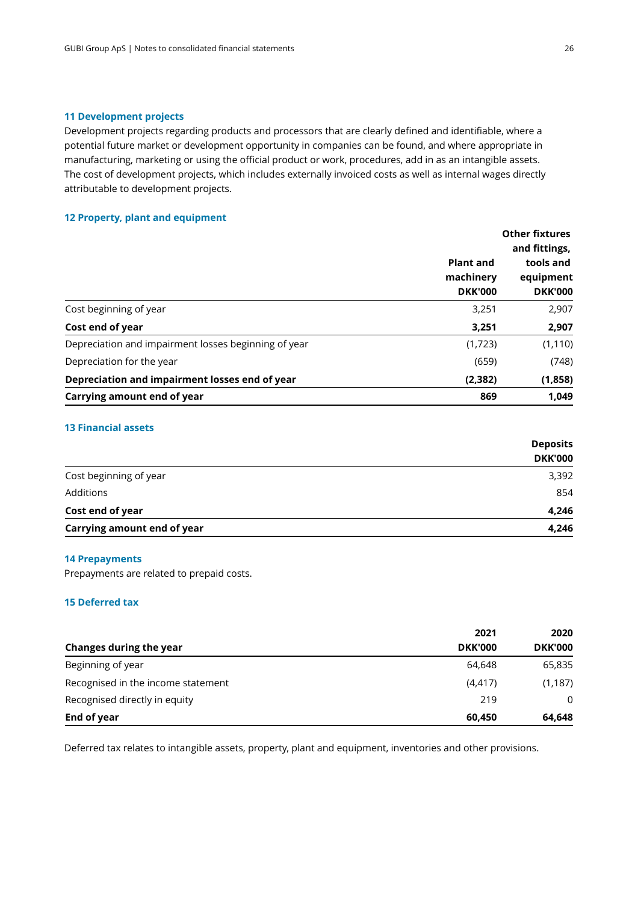### 11 Development projects

Development projects regarding products and processors that are clearly defined and identifiable, where a potential future market or development opportunity in companies can be found, and where appropriate in manufacturing, marketing or using the official product or work, procedures, add in as an intangible assets. The cost of development projects, which includes externally invoiced costs as well as internal wages directly attributable to development projects.

### 12 Property, plant and equipment

| | Plant and machinery DKK'000 | Other fixtures and fittings, tools and equipment DKK'000 |
|---|---|---|
| Cost beginning of year | 3,251 | 2,907 |
| **Cost end of year** | **3,251** | **2,907** |
| Depreciation and impairment losses beginning of year | (1,723) | (1,110) |
| Depreciation for the year | (659) | (748) |
| **Depreciation and impairment losses end of year** | **(2,382)** | **(1,858)** |
| **Carrying amount end of year** | **869** | **1,049** |

### 13 Financial assets

| | Deposits DKK'000 |
|---|---|
| Cost beginning of year | 3,392 |
| Additions | 854 |
| **Cost end of year** | **4,246** |
| **Carrying amount end of year** | **4,246** |

### 14 Prepayments

Prepayments are related to prepaid costs.

### 15 Deferred tax

| Changes during the year | 2021 DKK'000 | 2020 DKK'000 |
|---|---|---|
| Beginning of year | 64,648 | 65,835 |
| Recognised in the income statement | (4,417) | (1,187) |
| Recognised directly in equity | 219 | 0 |
| **End of year** | **60,450** | **64,648** |

Deferred tax relates to intangible assets, property, plant and equipment, inventories and other provisions.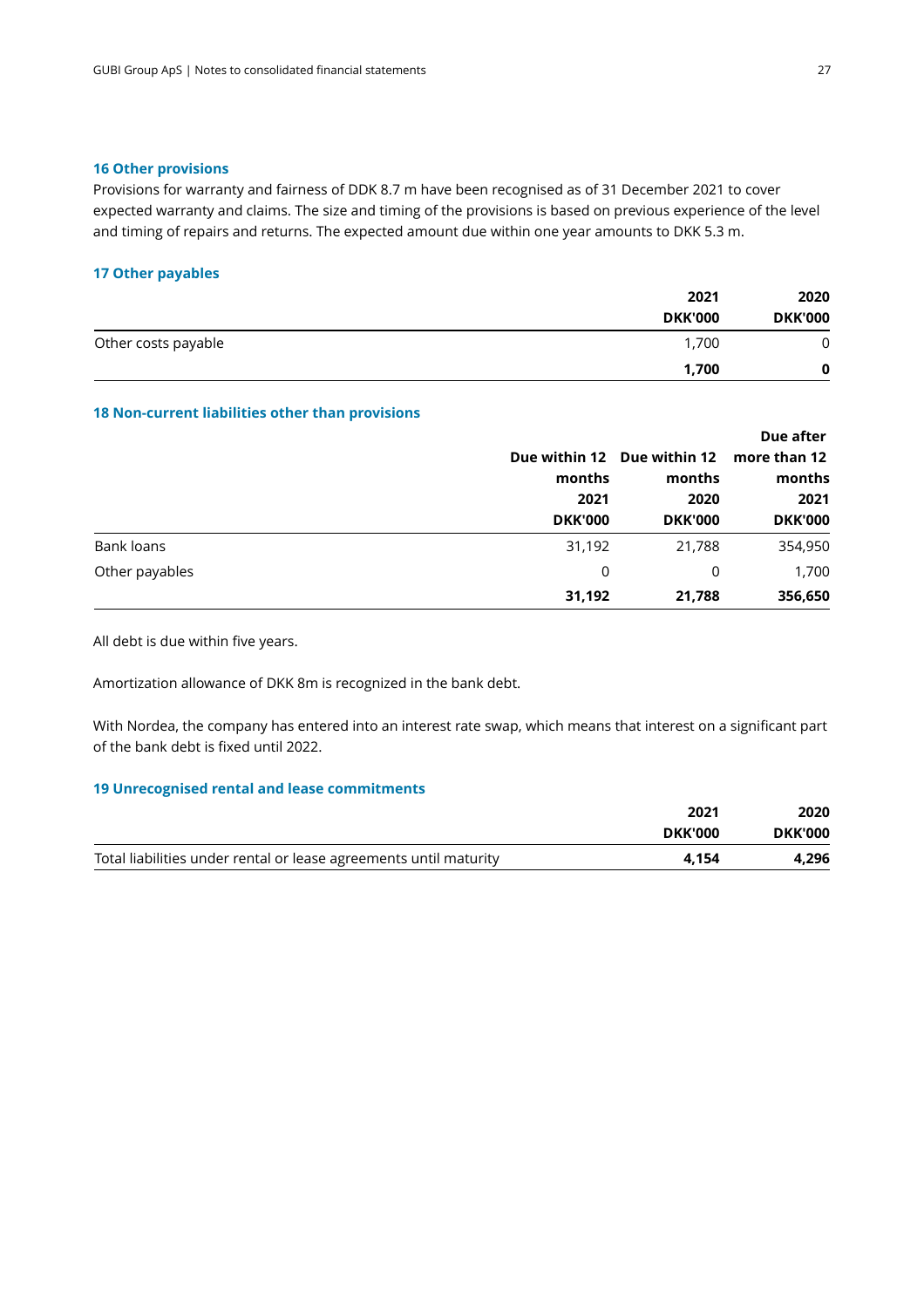## 16 Other provisions

Provisions for warranty and fairness of DDK 8.7 m have been recognised as of 31 December 2021 to cover expected warranty and claims. The size and timing of the provisions is based on previous experience of the level and timing of repairs and returns. The expected amount due within one year amounts to DKK 5.3 m.

## 17 Other payables

| | 2021 DKK'000 | 2020 DKK'000 |
|---|---|---|
| Other costs payable | 1,700 | 0 |
| | **1,700** | **0** |

## 18 Non-current liabilities other than provisions

| | Due within 12 months 2021 DKK'000 | Due within 12 months 2020 DKK'000 | Due after more than 12 months 2021 DKK'000 |
|---|---|---|---|
| Bank loans | 31,192 | 21,788 | 354,950 |
| Other payables | 0 | 0 | 1,700 |
| | **31,192** | **21,788** | **356,650** |

All debt is due within five years.

Amortization allowance of DKK 8m is recognized in the bank debt.

With Nordea, the company has entered into an interest rate swap, which means that interest on a significant part of the bank debt is fixed until 2022.

## 19 Unrecognised rental and lease commitments

| | 2021 DKK'000 | 2020 DKK'000 |
|---|---|---|
| Total liabilities under rental or lease agreements until maturity | **4,154** | **4,296** |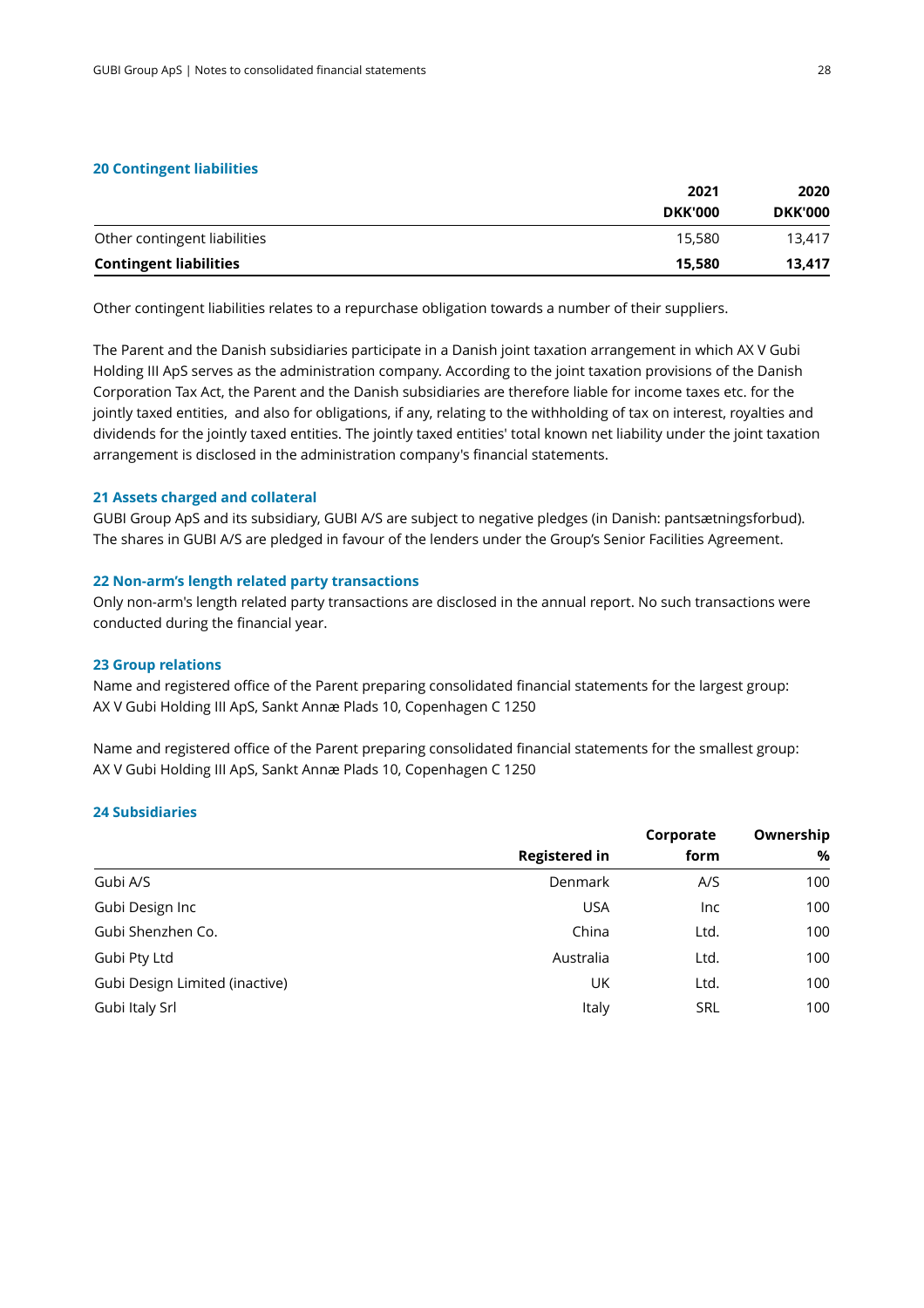### 20 Contingent liabilities

| | 2021<br>DKK'000 | 2020<br>DKK'000 |
|---|---:|---:|
| Other contingent liabilities | 15,580 | 13,417 |
| **Contingent liabilities** | **15,580** | **13,417** |

Other contingent liabilities relates to a repurchase obligation towards a number of their suppliers.

The Parent and the Danish subsidiaries participate in a Danish joint taxation arrangement in which AX V Gubi Holding III ApS serves as the administration company. According to the joint taxation provisions of the Danish Corporation Tax Act, the Parent and the Danish subsidiaries are therefore liable for income taxes etc. for the jointly taxed entities, and also for obligations, if any, relating to the withholding of tax on interest, royalties and dividends for the jointly taxed entities. The jointly taxed entities' total known net liability under the joint taxation arrangement is disclosed in the administration company's financial statements.

### 21 Assets charged and collateral

GUBI Group ApS and its subsidiary, GUBI A/S are subject to negative pledges (in Danish: pantsætningsforbud). The shares in GUBI A/S are pledged in favour of the lenders under the Group's Senior Facilities Agreement.

### 22 Non-arm's length related party transactions

Only non-arm's length related party transactions are disclosed in the annual report. No such transactions were conducted during the financial year.

### 23 Group relations

Name and registered office of the Parent preparing consolidated financial statements for the largest group:
AX V Gubi Holding III ApS, Sankt Annæ Plads 10, Copenhagen C 1250

Name and registered office of the Parent preparing consolidated financial statements for the smallest group:
AX V Gubi Holding III ApS, Sankt Annæ Plads 10, Copenhagen C 1250

### 24 Subsidiaries

| | Registered in | Corporate form | Ownership % |
|---|---:|---:|---:|
| Gubi A/S | Denmark | A/S | 100 |
| Gubi Design Inc | USA | Inc | 100 |
| Gubi Shenzhen Co. | China | Ltd. | 100 |
| Gubi Pty Ltd | Australia | Ltd. | 100 |
| Gubi Design Limited (inactive) | UK | Ltd. | 100 |
| Gubi Italy Srl | Italy | SRL | 100 |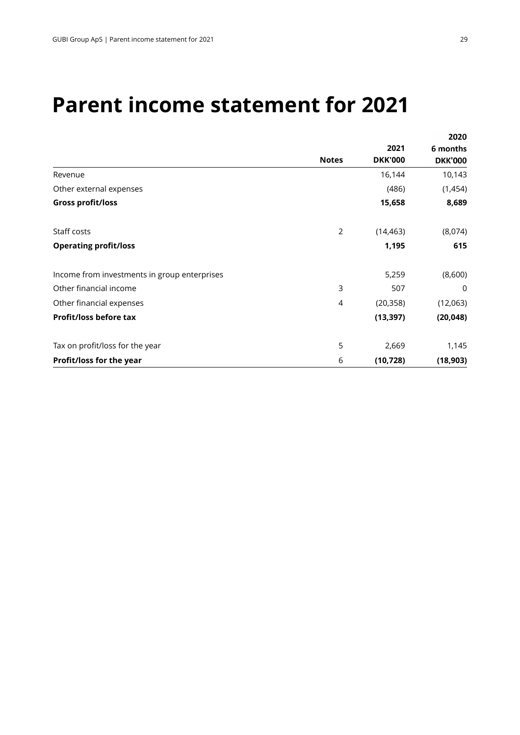# Parent income statement for 2021

| | Notes | 2021<br>DKK'000 | 2020<br>6 months<br>DKK'000 |
|---|---|---|---|
| Revenue | | 16,144 | 10,143 |
| Other external expenses | | (486) | (1,454) |
| **Gross profit/loss** | | **15,658** | **8,689** |
| | | | |
| Staff costs | 2 | (14,463) | (8,074) |
| **Operating profit/loss** | | **1,195** | **615** |
| | | | |
| Income from investments in group enterprises | | 5,259 | (8,600) |
| Other financial income | 3 | 507 | 0 |
| Other financial expenses | 4 | (20,358) | (12,063) |
| **Profit/loss before tax** | | **(13,397)** | **(20,048)** |
| | | | |
| Tax on profit/loss for the year | 5 | 2,669 | 1,145 |
| **Profit/loss for the year** | 6 | **(10,728)** | **(18,903)** |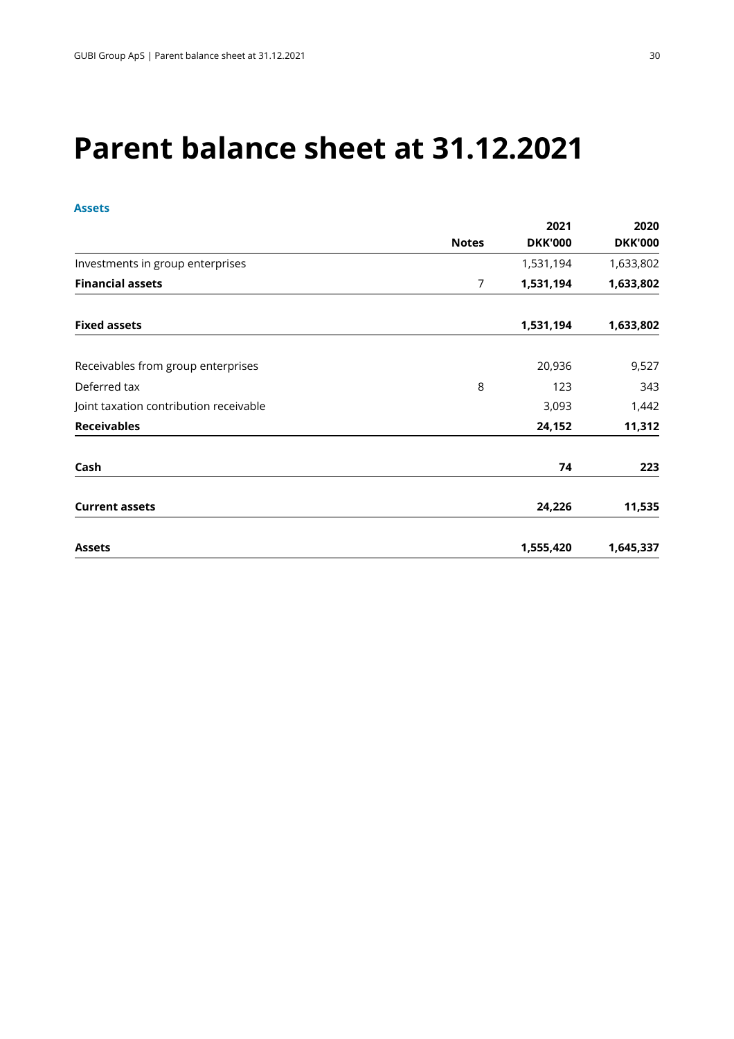# Parent balance sheet at 31.12.2021

## Assets

| | Notes | 2021<br>DKK'000 | 2020<br>DKK'000 |
|---|---|---|---|
| Investments in group enterprises | | 1,531,194 | 1,633,802 |
| **Financial assets** | 7 | **1,531,194** | **1,633,802** |
| | | | |
| **Fixed assets** | | **1,531,194** | **1,633,802** |
| | | | |
| Receivables from group enterprises | | 20,936 | 9,527 |
| Deferred tax | 8 | 123 | 343 |
| Joint taxation contribution receivable | | 3,093 | 1,442 |
| **Receivables** | | **24,152** | **11,312** |
| | | | |
| **Cash** | | **74** | **223** |
| | | | |
| **Current assets** | | **24,226** | **11,535** |
| | | | |
| **Assets** | | **1,555,420** | **1,645,337** |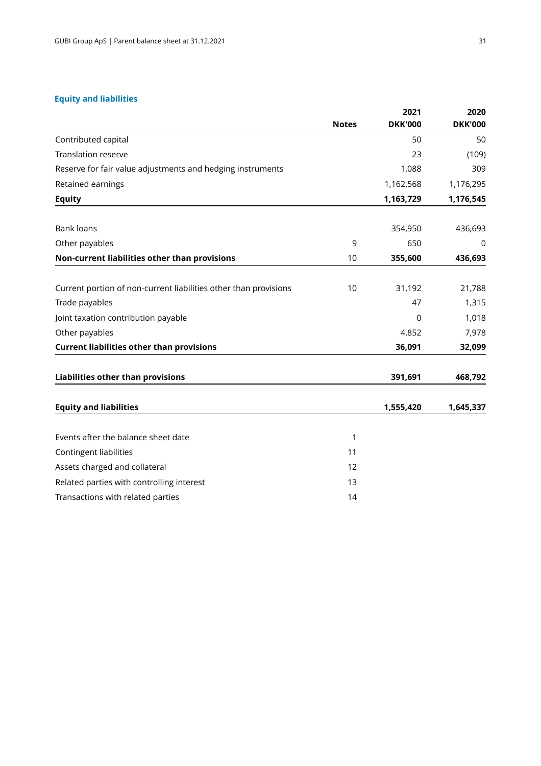## Equity and liabilities

| | Notes | 2021 DKK'000 | 2020 DKK'000 |
|---|---|---|---|
| Contributed capital | | 50 | 50 |
| Translation reserve | | 23 | (109) |
| Reserve for fair value adjustments and hedging instruments | | 1,088 | 309 |
| Retained earnings | | 1,162,568 | 1,176,295 |
| **Equity** | | **1,163,729** | **1,176,545** |
| | | | |
| Bank loans | | 354,950 | 436,693 |
| Other payables | 9 | 650 | 0 |
| **Non-current liabilities other than provisions** | 10 | **355,600** | **436,693** |
| | | | |
| Current portion of non-current liabilities other than provisions | 10 | 31,192 | 21,788 |
| Trade payables | | 47 | 1,315 |
| Joint taxation contribution payable | | 0 | 1,018 |
| Other payables | | 4,852 | 7,978 |
| **Current liabilities other than provisions** | | **36,091** | **32,099** |
| | | | |
| **Liabilities other than provisions** | | **391,691** | **468,792** |
| | | | |
| **Equity and liabilities** | | **1,555,420** | **1,645,337** |
| | | | |
| Events after the balance sheet date | 1 | | |
| Contingent liabilities | 11 | | |
| Assets charged and collateral | 12 | | |
| Related parties with controlling interest | 13 | | |
| Transactions with related parties | 14 | | |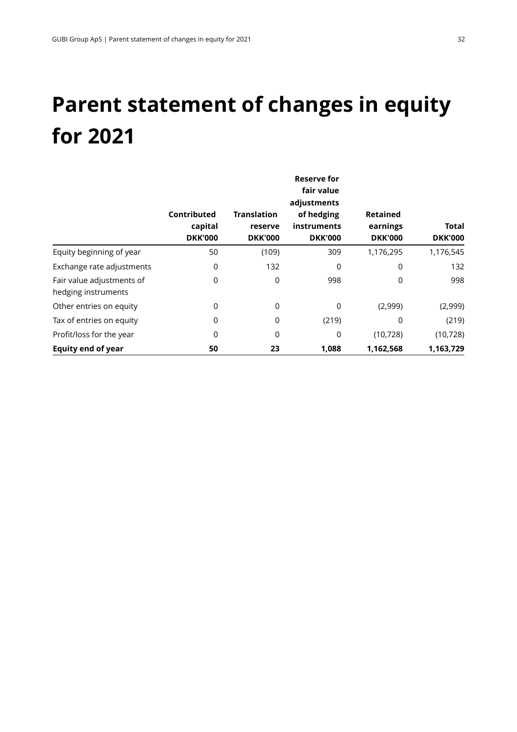# Parent statement of changes in equity for 2021

| | Contributed capital DKK'000 | Translation reserve DKK'000 | Reserve for fair value adjustments of hedging instruments DKK'000 | Retained earnings DKK'000 | Total DKK'000 |
|---|---|---|---|---|---|
| Equity beginning of year | 50 | (109) | 309 | 1,176,295 | 1,176,545 |
| Exchange rate adjustments | 0 | 132 | 0 | 0 | 132 |
| Fair value adjustments of hedging instruments | 0 | 0 | 998 | 0 | 998 |
| Other entries on equity | 0 | 0 | 0 | (2,999) | (2,999) |
| Tax of entries on equity | 0 | 0 | (219) | 0 | (219) |
| Profit/loss for the year | 0 | 0 | 0 | (10,728) | (10,728) |
| **Equity end of year** | **50** | **23** | **1,088** | **1,162,568** | **1,163,729** |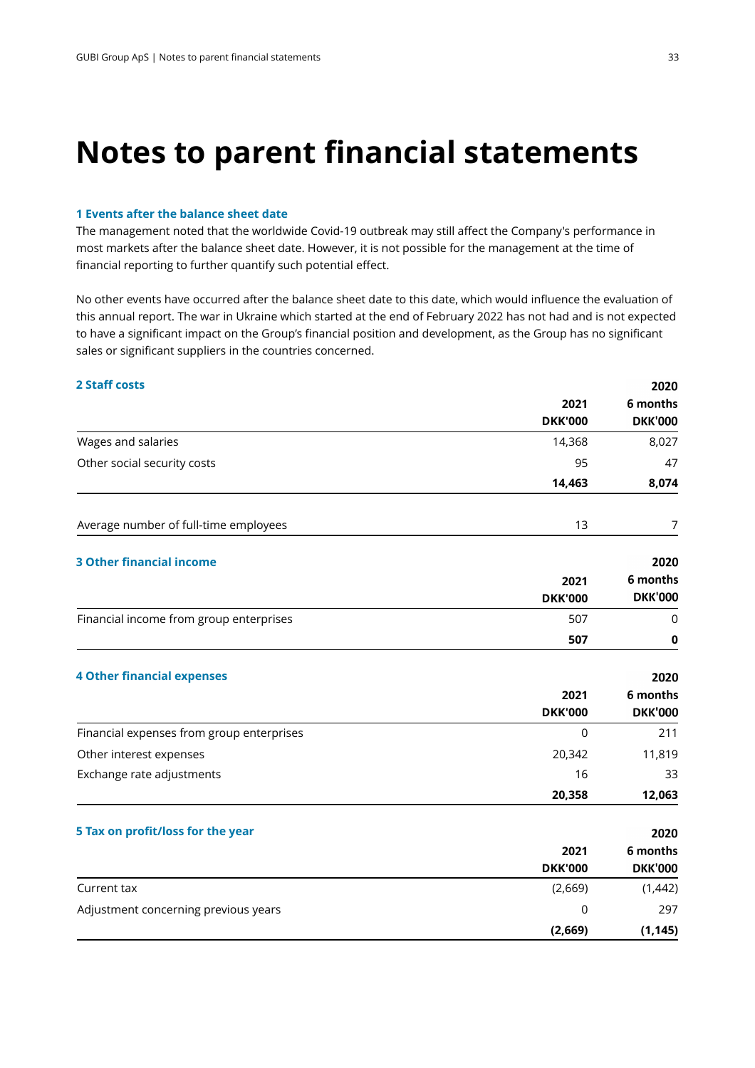# Notes to parent financial statements

### 1 Events after the balance sheet date

The management noted that the worldwide Covid-19 outbreak may still affect the Company's performance in most markets after the balance sheet date. However, it is not possible for the management at the time of financial reporting to further quantify such potential effect.

No other events have occurred after the balance sheet date to this date, which would influence the evaluation of this annual report. The war in Ukraine which started at the end of February 2022 has not had and is not expected to have a significant impact on the Group's financial position and development, as the Group has no significant sales or significant suppliers in the countries concerned.

### 2 Staff costs

| | 2021 DKK'000 | 2020 6 months DKK'000 |
|---|---|---|
| Wages and salaries | 14,368 | 8,027 |
| Other social security costs | 95 | 47 |
| | **14,463** | **8,074** |
| | | |
| Average number of full-time employees | 13 | 7 |

### 3 Other financial income

| | 2021 DKK'000 | 2020 6 months DKK'000 |
|---|---|---|
| Financial income from group enterprises | 507 | 0 |
| | **507** | **0** |

### 4 Other financial expenses

| | 2021 DKK'000 | 2020 6 months DKK'000 |
|---|---|---|
| Financial expenses from group enterprises | 0 | 211 |
| Other interest expenses | 20,342 | 11,819 |
| Exchange rate adjustments | 16 | 33 |
| | **20,358** | **12,063** |

### 5 Tax on profit/loss for the year

| | 2021 DKK'000 | 2020 6 months DKK'000 |
|---|---|---|
| Current tax | (2,669) | (1,442) |
| Adjustment concerning previous years | 0 | 297 |
| | **(2,669)** | **(1,145)** |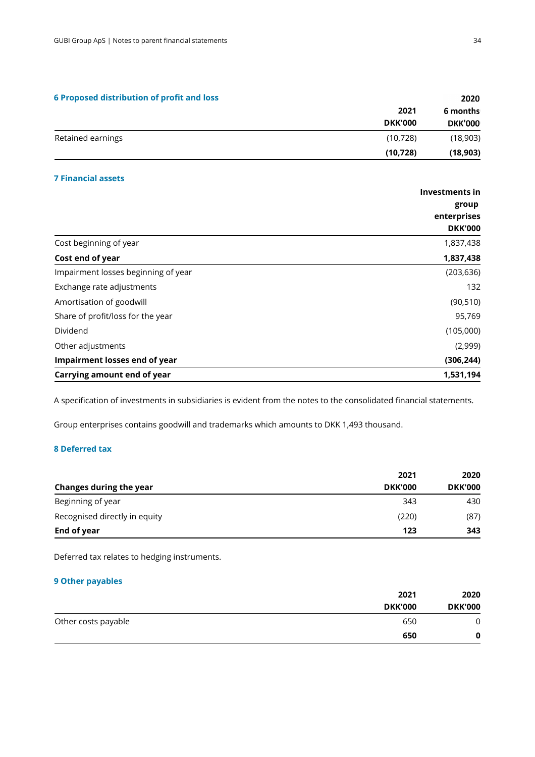## 6 Proposed distribution of profit and loss

| | 2021 DKK'000 | 2020 6 months DKK'000 |
|---|---|---|
| Retained earnings | (10,728) | (18,903) |
| | **(10,728)** | **(18,903)** |

## 7 Financial assets

| | Investments in group enterprises DKK'000 |
|---|---|
| Cost beginning of year | 1,837,438 |
| **Cost end of year** | **1,837,438** |
| Impairment losses beginning of year | (203,636) |
| Exchange rate adjustments | 132 |
| Amortisation of goodwill | (90,510) |
| Share of profit/loss for the year | 95,769 |
| Dividend | (105,000) |
| Other adjustments | (2,999) |
| **Impairment losses end of year** | **(306,244)** |
| **Carrying amount end of year** | **1,531,194** |

A specification of investments in subsidiaries is evident from the notes to the consolidated financial statements.

Group enterprises contains goodwill and trademarks which amounts to DKK 1,493 thousand.

## 8 Deferred tax

| Changes during the year | 2021 DKK'000 | 2020 DKK'000 |
|---|---|---|
| Beginning of year | 343 | 430 |
| Recognised directly in equity | (220) | (87) |
| **End of year** | **123** | **343** |

Deferred tax relates to hedging instruments.

## 9 Other payables

| | 2021 DKK'000 | 2020 DKK'000 |
|---|---|---|
| Other costs payable | 650 | 0 |
| | **650** | **0** |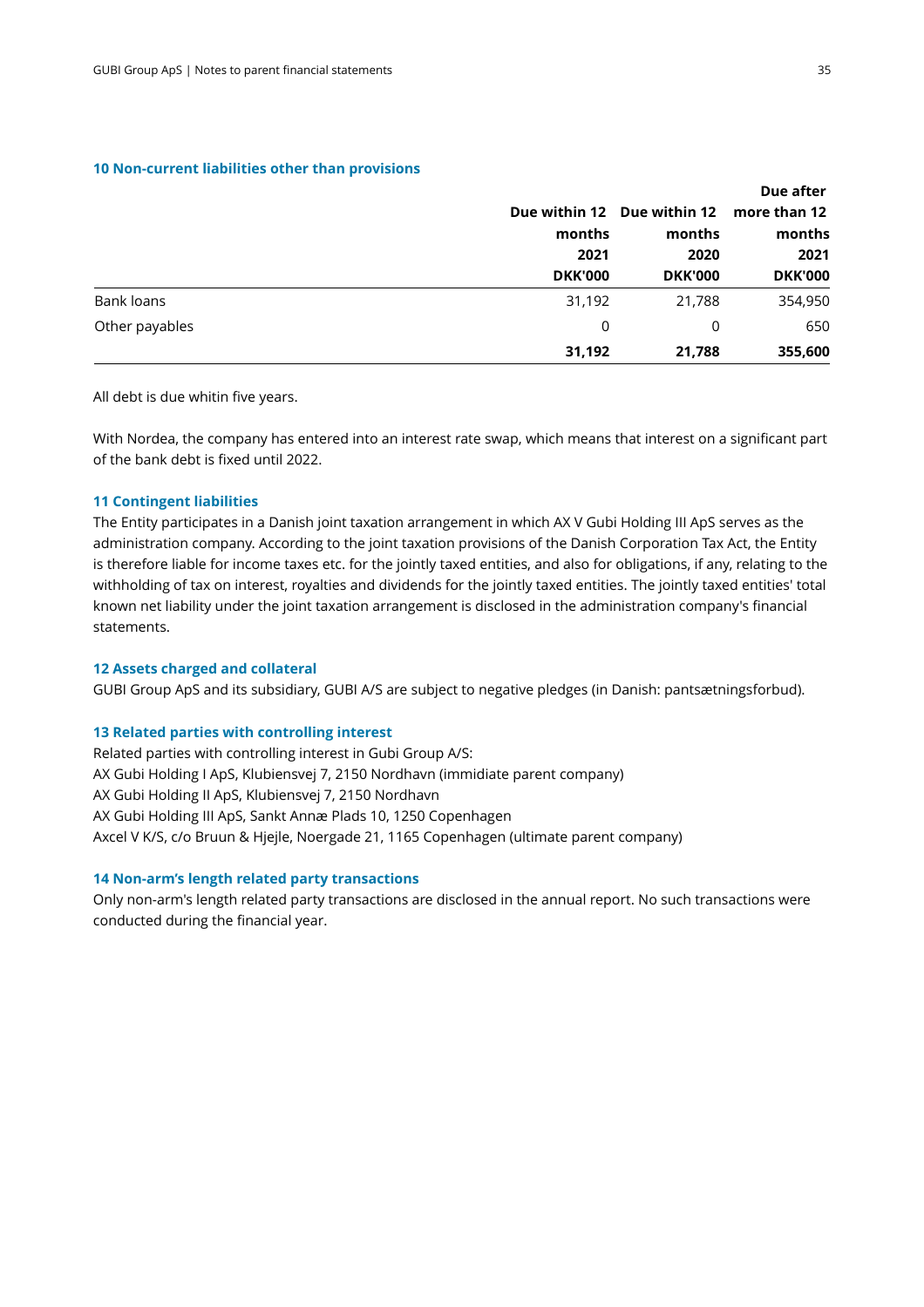### 10 Non-current liabilities other than provisions

| | Due within 12 months 2021 DKK'000 | Due within 12 months 2020 DKK'000 | Due after more than 12 months 2021 DKK'000 |
|---|---|---|---|
| Bank loans | 31,192 | 21,788 | 354,950 |
| Other payables | 0 | 0 | 650 |
| | **31,192** | **21,788** | **355,600** |

All debt is due whitin five years.

With Nordea, the company has entered into an interest rate swap, which means that interest on a significant part of the bank debt is fixed until 2022.

### 11 Contingent liabilities

The Entity participates in a Danish joint taxation arrangement in which AX V Gubi Holding III ApS serves as the administration company. According to the joint taxation provisions of the Danish Corporation Tax Act, the Entity is therefore liable for income taxes etc. for the jointly taxed entities, and also for obligations, if any, relating to the withholding of tax on interest, royalties and dividends for the jointly taxed entities. The jointly taxed entities' total known net liability under the joint taxation arrangement is disclosed in the administration company's financial statements.

### 12 Assets charged and collateral

GUBI Group ApS and its subsidiary, GUBI A/S are subject to negative pledges (in Danish: pantsætningsforbud).

### 13 Related parties with controlling interest

Related parties with controlling interest in Gubi Group A/S:
AX Gubi Holding I ApS, Klubiensvej 7, 2150 Nordhavn (immidiate parent company)
AX Gubi Holding II ApS, Klubiensvej 7, 2150 Nordhavn
AX Gubi Holding III ApS, Sankt Annæ Plads 10, 1250 Copenhagen
Axcel V K/S, c/o Bruun & Hjejle, Noergade 21, 1165 Copenhagen (ultimate parent company)

### 14 Non-arm's length related party transactions

Only non-arm's length related party transactions are disclosed in the annual report. No such transactions were conducted during the financial year.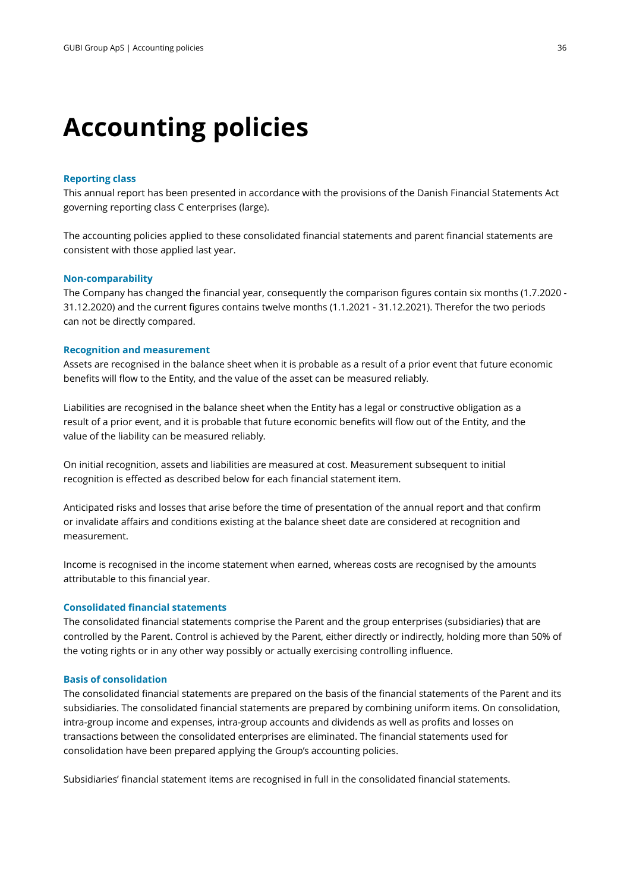# Accounting policies

### Reporting class

This annual report has been presented in accordance with the provisions of the Danish Financial Statements Act governing reporting class C enterprises (large).

The accounting policies applied to these consolidated financial statements and parent financial statements are consistent with those applied last year.

### Non-comparability

The Company has changed the financial year, consequently the comparison figures contain six months (1.7.2020 - 31.12.2020) and the current figures contains twelve months (1.1.2021 - 31.12.2021). Therefor the two periods can not be directly compared.

### Recognition and measurement

Assets are recognised in the balance sheet when it is probable as a result of a prior event that future economic benefits will flow to the Entity, and the value of the asset can be measured reliably.

Liabilities are recognised in the balance sheet when the Entity has a legal or constructive obligation as a result of a prior event, and it is probable that future economic benefits will flow out of the Entity, and the value of the liability can be measured reliably.

On initial recognition, assets and liabilities are measured at cost. Measurement subsequent to initial recognition is effected as described below for each financial statement item.

Anticipated risks and losses that arise before the time of presentation of the annual report and that confirm or invalidate affairs and conditions existing at the balance sheet date are considered at recognition and measurement.

Income is recognised in the income statement when earned, whereas costs are recognised by the amounts attributable to this financial year.

### Consolidated financial statements

The consolidated financial statements comprise the Parent and the group enterprises (subsidiaries) that are controlled by the Parent. Control is achieved by the Parent, either directly or indirectly, holding more than 50% of the voting rights or in any other way possibly or actually exercising controlling influence.

### Basis of consolidation

The consolidated financial statements are prepared on the basis of the financial statements of the Parent and its subsidiaries. The consolidated financial statements are prepared by combining uniform items. On consolidation, intra-group income and expenses, intra-group accounts and dividends as well as profits and losses on transactions between the consolidated enterprises are eliminated. The financial statements used for consolidation have been prepared applying the Group's accounting policies.

Subsidiaries' financial statement items are recognised in full in the consolidated financial statements.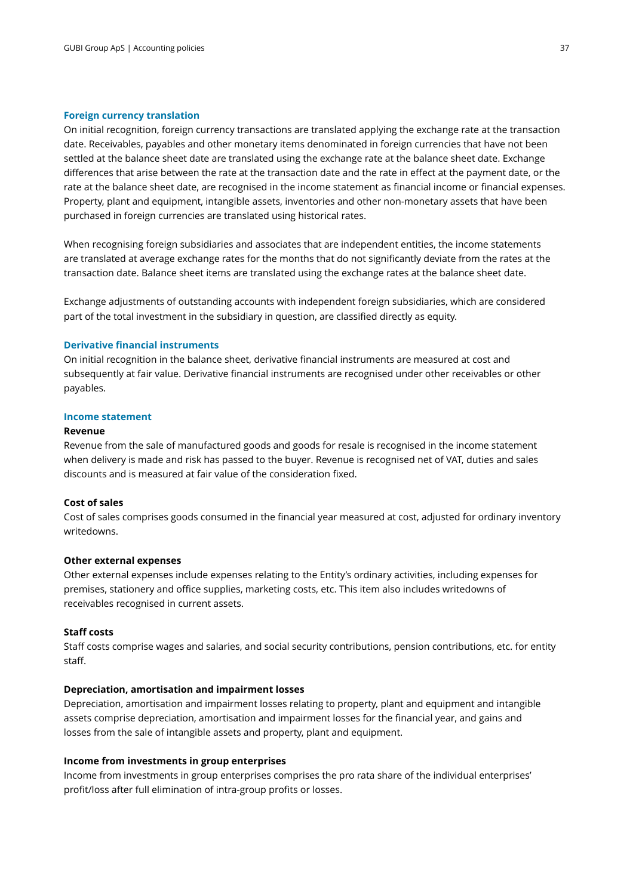### Foreign currency translation

On initial recognition, foreign currency transactions are translated applying the exchange rate at the transaction date. Receivables, payables and other monetary items denominated in foreign currencies that have not been settled at the balance sheet date are translated using the exchange rate at the balance sheet date. Exchange differences that arise between the rate at the transaction date and the rate in effect at the payment date, or the rate at the balance sheet date, are recognised in the income statement as financial income or financial expenses. Property, plant and equipment, intangible assets, inventories and other non-monetary assets that have been purchased in foreign currencies are translated using historical rates.

When recognising foreign subsidiaries and associates that are independent entities, the income statements are translated at average exchange rates for the months that do not significantly deviate from the rates at the transaction date. Balance sheet items are translated using the exchange rates at the balance sheet date.

Exchange adjustments of outstanding accounts with independent foreign subsidiaries, which are considered part of the total investment in the subsidiary in question, are classified directly as equity.

### Derivative financial instruments

On initial recognition in the balance sheet, derivative financial instruments are measured at cost and subsequently at fair value. Derivative financial instruments are recognised under other receivables or other payables.

### Income statement

**Revenue**

Revenue from the sale of manufactured goods and goods for resale is recognised in the income statement when delivery is made and risk has passed to the buyer. Revenue is recognised net of VAT, duties and sales discounts and is measured at fair value of the consideration fixed.

**Cost of sales**

Cost of sales comprises goods consumed in the financial year measured at cost, adjusted for ordinary inventory writedowns.

**Other external expenses**

Other external expenses include expenses relating to the Entity's ordinary activities, including expenses for premises, stationery and office supplies, marketing costs, etc. This item also includes writedowns of receivables recognised in current assets.

**Staff costs**

Staff costs comprise wages and salaries, and social security contributions, pension contributions, etc. for entity staff.

**Depreciation, amortisation and impairment losses**

Depreciation, amortisation and impairment losses relating to property, plant and equipment and intangible assets comprise depreciation, amortisation and impairment losses for the financial year, and gains and losses from the sale of intangible assets and property, plant and equipment.

**Income from investments in group enterprises**

Income from investments in group enterprises comprises the pro rata share of the individual enterprises' profit/loss after full elimination of intra-group profits or losses.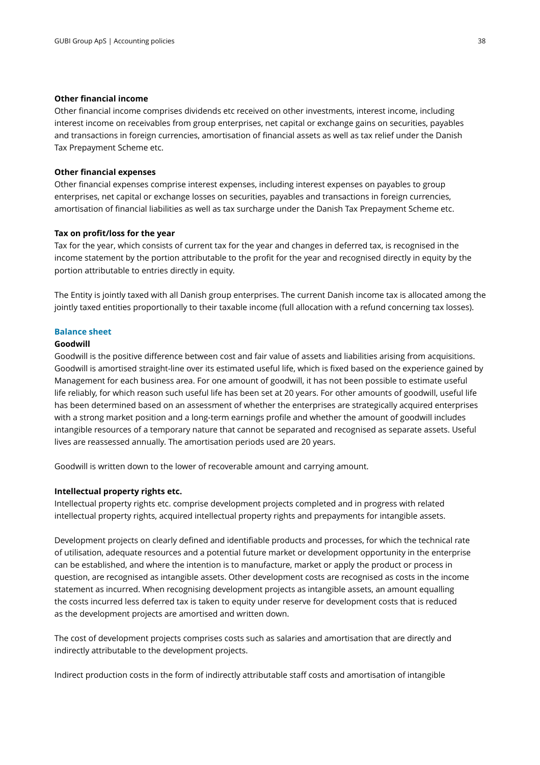**Other financial income**

Other financial income comprises dividends etc received on other investments, interest income, including interest income on receivables from group enterprises, net capital or exchange gains on securities, payables and transactions in foreign currencies, amortisation of financial assets as well as tax relief under the Danish Tax Prepayment Scheme etc.

**Other financial expenses**

Other financial expenses comprise interest expenses, including interest expenses on payables to group enterprises, net capital or exchange losses on securities, payables and transactions in foreign currencies, amortisation of financial liabilities as well as tax surcharge under the Danish Tax Prepayment Scheme etc.

**Tax on profit/loss for the year**

Tax for the year, which consists of current tax for the year and changes in deferred tax, is recognised in the income statement by the portion attributable to the profit for the year and recognised directly in equity by the portion attributable to entries directly in equity.

The Entity is jointly taxed with all Danish group enterprises. The current Danish income tax is allocated among the jointly taxed entities proportionally to their taxable income (full allocation with a refund concerning tax losses).

## Balance sheet

**Goodwill**

Goodwill is the positive difference between cost and fair value of assets and liabilities arising from acquisitions. Goodwill is amortised straight-line over its estimated useful life, which is fixed based on the experience gained by Management for each business area. For one amount of goodwill, it has not been possible to estimate useful life reliably, for which reason such useful life has been set at 20 years. For other amounts of goodwill, useful life has been determined based on an assessment of whether the enterprises are strategically acquired enterprises with a strong market position and a long-term earnings profile and whether the amount of goodwill includes intangible resources of a temporary nature that cannot be separated and recognised as separate assets. Useful lives are reassessed annually. The amortisation periods used are 20 years.

Goodwill is written down to the lower of recoverable amount and carrying amount.

**Intellectual property rights etc.**

Intellectual property rights etc. comprise development projects completed and in progress with related intellectual property rights, acquired intellectual property rights and prepayments for intangible assets.

Development projects on clearly defined and identifiable products and processes, for which the technical rate of utilisation, adequate resources and a potential future market or development opportunity in the enterprise can be established, and where the intention is to manufacture, market or apply the product or process in question, are recognised as intangible assets. Other development costs are recognised as costs in the income statement as incurred. When recognising development projects as intangible assets, an amount equalling the costs incurred less deferred tax is taken to equity under reserve for development costs that is reduced as the development projects are amortised and written down.

The cost of development projects comprises costs such as salaries and amortisation that are directly and indirectly attributable to the development projects.

Indirect production costs in the form of indirectly attributable staff costs and amortisation of intangible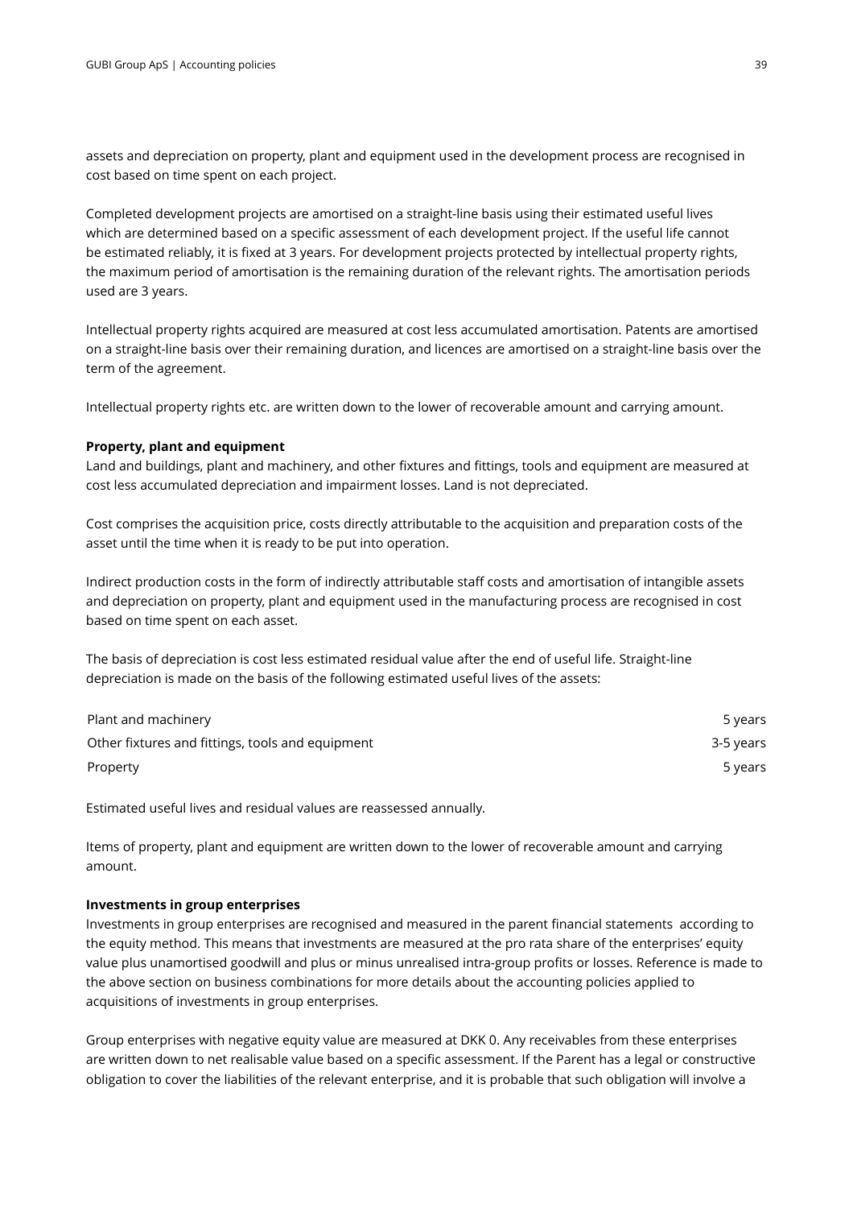assets and depreciation on property, plant and equipment used in the development process are recognised in cost based on time spent on each project.

Completed development projects are amortised on a straight-line basis using their estimated useful lives which are determined based on a specific assessment of each development project. If the useful life cannot be estimated reliably, it is fixed at 3 years. For development projects protected by intellectual property rights, the maximum period of amortisation is the remaining duration of the relevant rights. The amortisation periods used are 3 years.

Intellectual property rights acquired are measured at cost less accumulated amortisation. Patents are amortised on a straight-line basis over their remaining duration, and licences are amortised on a straight-line basis over the term of the agreement.

Intellectual property rights etc. are written down to the lower of recoverable amount and carrying amount.

**Property, plant and equipment**

Land and buildings, plant and machinery, and other fixtures and fittings, tools and equipment are measured at cost less accumulated depreciation and impairment losses. Land is not depreciated.

Cost comprises the acquisition price, costs directly attributable to the acquisition and preparation costs of the asset until the time when it is ready to be put into operation.

Indirect production costs in the form of indirectly attributable staff costs and amortisation of intangible assets and depreciation on property, plant and equipment used in the manufacturing process are recognised in cost based on time spent on each asset.

The basis of depreciation is cost less estimated residual value after the end of useful life. Straight-line depreciation is made on the basis of the following estimated useful lives of the assets:

| | |
|---|---|
| Plant and machinery | 5 years |
| Other fixtures and fittings, tools and equipment | 3-5 years |
| Property | 5 years |

Estimated useful lives and residual values are reassessed annually.

Items of property, plant and equipment are written down to the lower of recoverable amount and carrying amount.

**Investments in group enterprises**

Investments in group enterprises are recognised and measured in the parent financial statements according to the equity method. This means that investments are measured at the pro rata share of the enterprises' equity value plus unamortised goodwill and plus or minus unrealised intra-group profits or losses. Reference is made to the above section on business combinations for more details about the accounting policies applied to acquisitions of investments in group enterprises.

Group enterprises with negative equity value are measured at DKK 0. Any receivables from these enterprises are written down to net realisable value based on a specific assessment. If the Parent has a legal or constructive obligation to cover the liabilities of the relevant enterprise, and it is probable that such obligation will involve a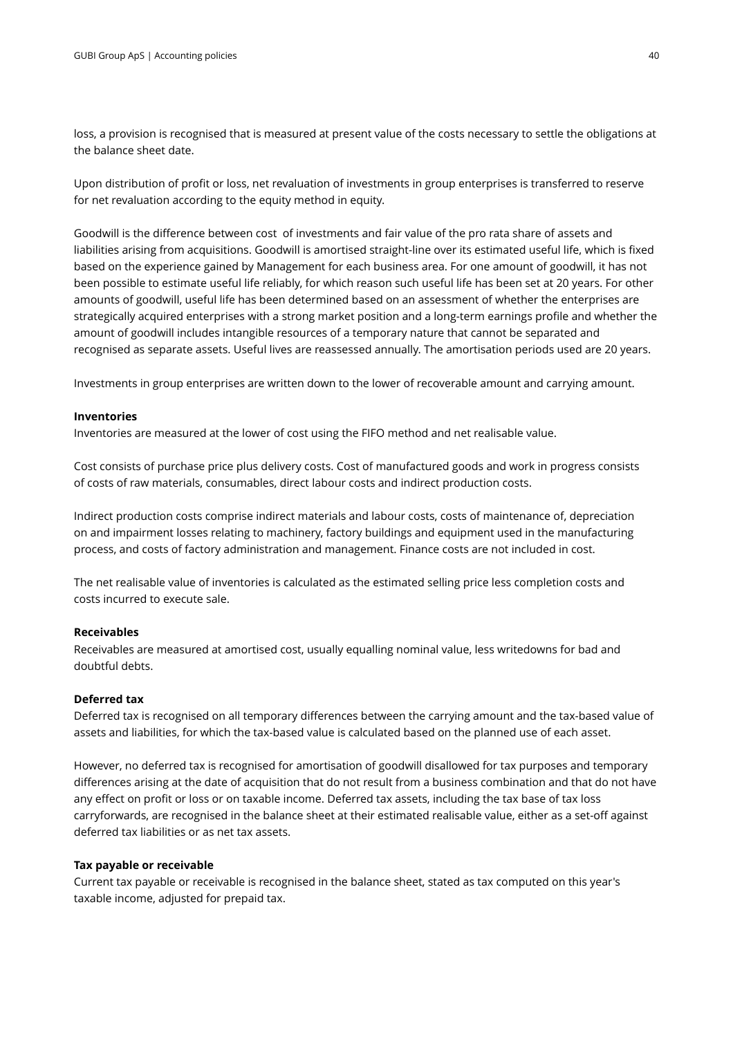loss, a provision is recognised that is measured at present value of the costs necessary to settle the obligations at the balance sheet date.

Upon distribution of profit or loss, net revaluation of investments in group enterprises is transferred to reserve for net revaluation according to the equity method in equity.

Goodwill is the difference between cost  of investments and fair value of the pro rata share of assets and liabilities arising from acquisitions. Goodwill is amortised straight-line over its estimated useful life, which is fixed based on the experience gained by Management for each business area. For one amount of goodwill, it has not been possible to estimate useful life reliably, for which reason such useful life has been set at 20 years. For other amounts of goodwill, useful life has been determined based on an assessment of whether the enterprises are strategically acquired enterprises with a strong market position and a long-term earnings profile and whether the amount of goodwill includes intangible resources of a temporary nature that cannot be separated and recognised as separate assets. Useful lives are reassessed annually. The amortisation periods used are 20 years.

Investments in group enterprises are written down to the lower of recoverable amount and carrying amount.

**Inventories**

Inventories are measured at the lower of cost using the FIFO method and net realisable value.

Cost consists of purchase price plus delivery costs. Cost of manufactured goods and work in progress consists of costs of raw materials, consumables, direct labour costs and indirect production costs.

Indirect production costs comprise indirect materials and labour costs, costs of maintenance of, depreciation on and impairment losses relating to machinery, factory buildings and equipment used in the manufacturing process, and costs of factory administration and management. Finance costs are not included in cost.

The net realisable value of inventories is calculated as the estimated selling price less completion costs and costs incurred to execute sale.

**Receivables**

Receivables are measured at amortised cost, usually equalling nominal value, less writedowns for bad and doubtful debts.

**Deferred tax**

Deferred tax is recognised on all temporary differences between the carrying amount and the tax-based value of assets and liabilities, for which the tax-based value is calculated based on the planned use of each asset.

However, no deferred tax is recognised for amortisation of goodwill disallowed for tax purposes and temporary differences arising at the date of acquisition that do not result from a business combination and that do not have any effect on profit or loss or on taxable income. Deferred tax assets, including the tax base of tax loss carryforwards, are recognised in the balance sheet at their estimated realisable value, either as a set-off against deferred tax liabilities or as net tax assets.

**Tax payable or receivable**

Current tax payable or receivable is recognised in the balance sheet, stated as tax computed on this year's taxable income, adjusted for prepaid tax.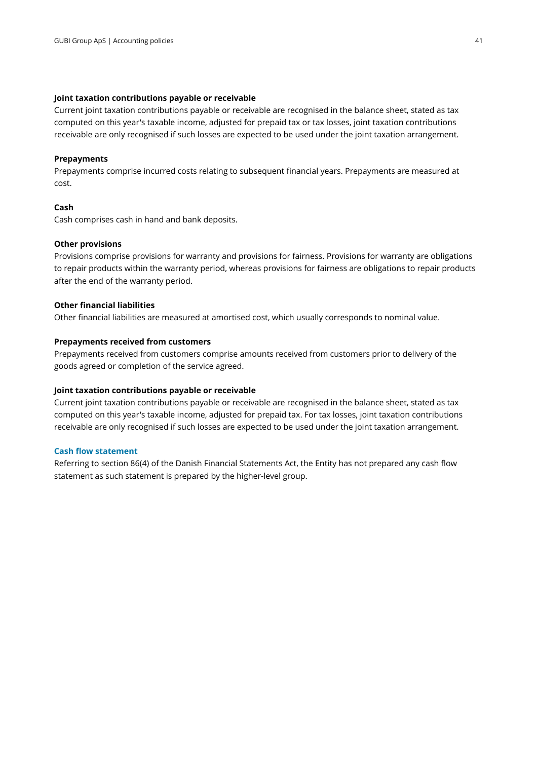**Joint taxation contributions payable or receivable**

Current joint taxation contributions payable or receivable are recognised in the balance sheet, stated as tax computed on this year's taxable income, adjusted for prepaid tax or tax losses, joint taxation contributions receivable are only recognised if such losses are expected to be used under the joint taxation arrangement.

**Prepayments**

Prepayments comprise incurred costs relating to subsequent financial years. Prepayments are measured at cost.

**Cash**

Cash comprises cash in hand and bank deposits.

**Other provisions**

Provisions comprise provisions for warranty and provisions for fairness. Provisions for warranty are obligations to repair products within the warranty period, whereas provisions for fairness are obligations to repair products after the end of the warranty period.

**Other financial liabilities**

Other financial liabilities are measured at amortised cost, which usually corresponds to nominal value.

**Prepayments received from customers**

Prepayments received from customers comprise amounts received from customers prior to delivery of the goods agreed or completion of the service agreed.

**Joint taxation contributions payable or receivable**

Current joint taxation contributions payable or receivable are recognised in the balance sheet, stated as tax computed on this year's taxable income, adjusted for prepaid tax. For tax losses, joint taxation contributions receivable are only recognised if such losses are expected to be used under the joint taxation arrangement.

## Cash flow statement

Referring to section 86(4) of the Danish Financial Statements Act, the Entity has not prepared any cash flow statement as such statement is prepared by the higher-level group.